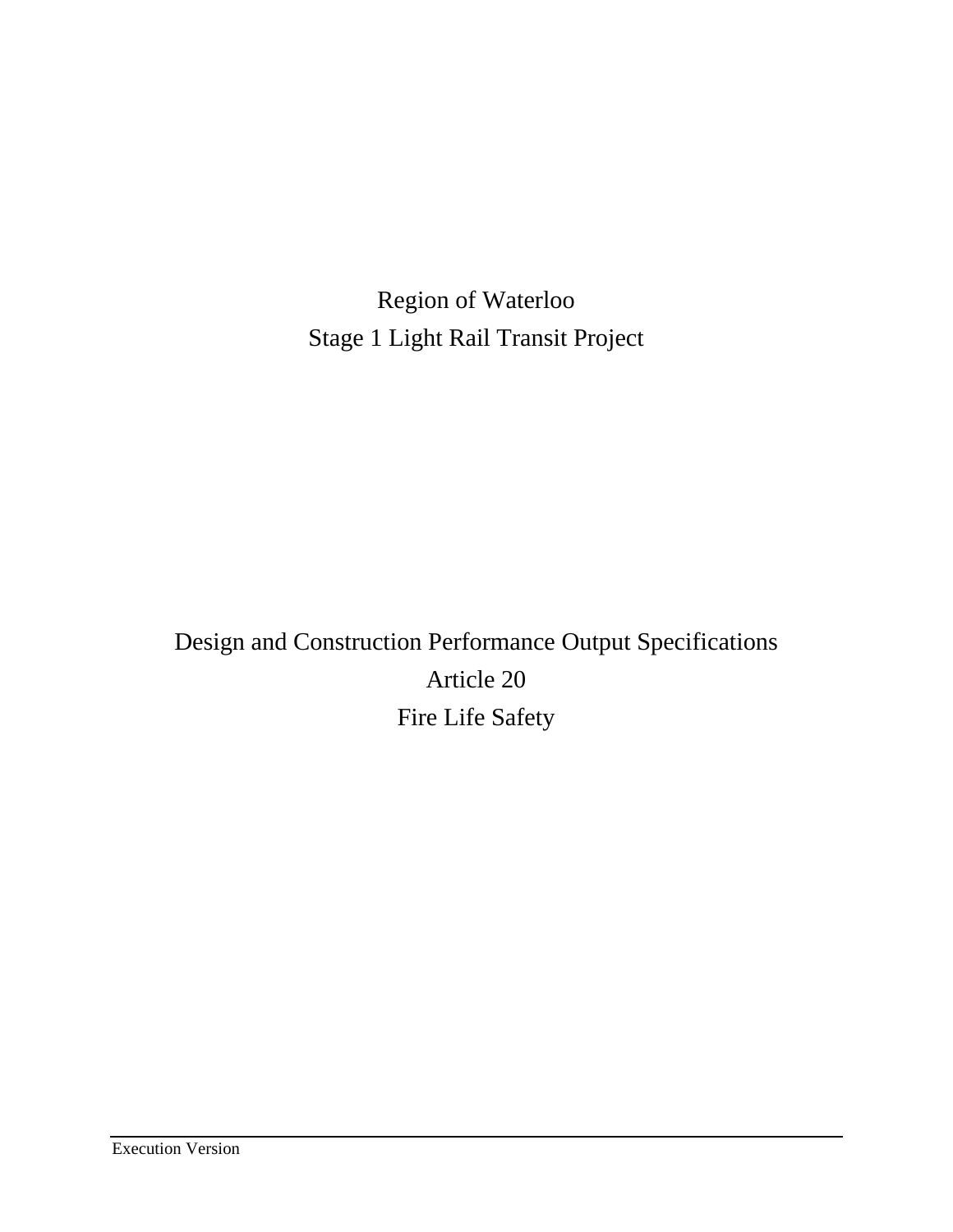# Region of Waterloo
# Stage 1 Light Rail Transit Project

## Design and Construction Performance Output Specifications
## Article 20
## Fire Life Safety

Execution Version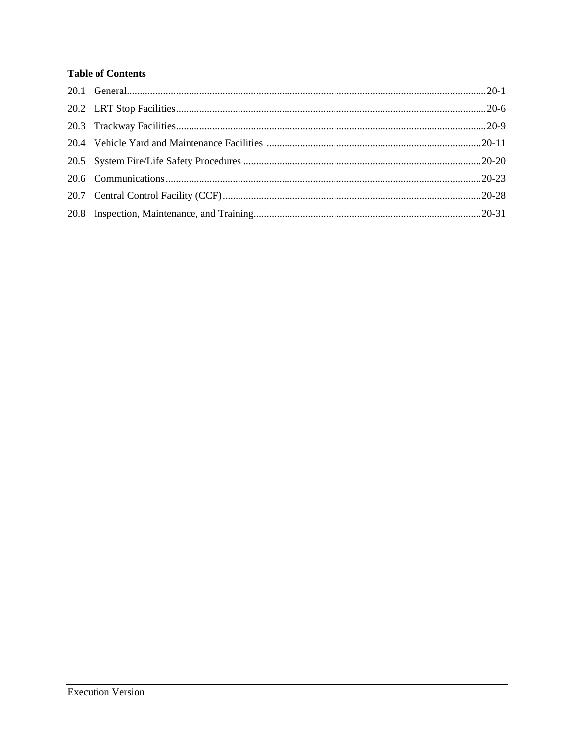**Table of Contents**

20.1 General.........................................................20-1

20.2 LRT Stop Facilities.........................................................20-6

20.3 Trackway Facilities.........................................................20-9

20.4 Vehicle Yard and Maintenance Facilities .........................................................20-11

20.5 System Fire/Life Safety Procedures .........................................................20-20

20.6 Communications.........................................................20-23

20.7 Central Control Facility (CCF).........................................................20-28

20.8 Inspection, Maintenance, and Training.........................................................20-31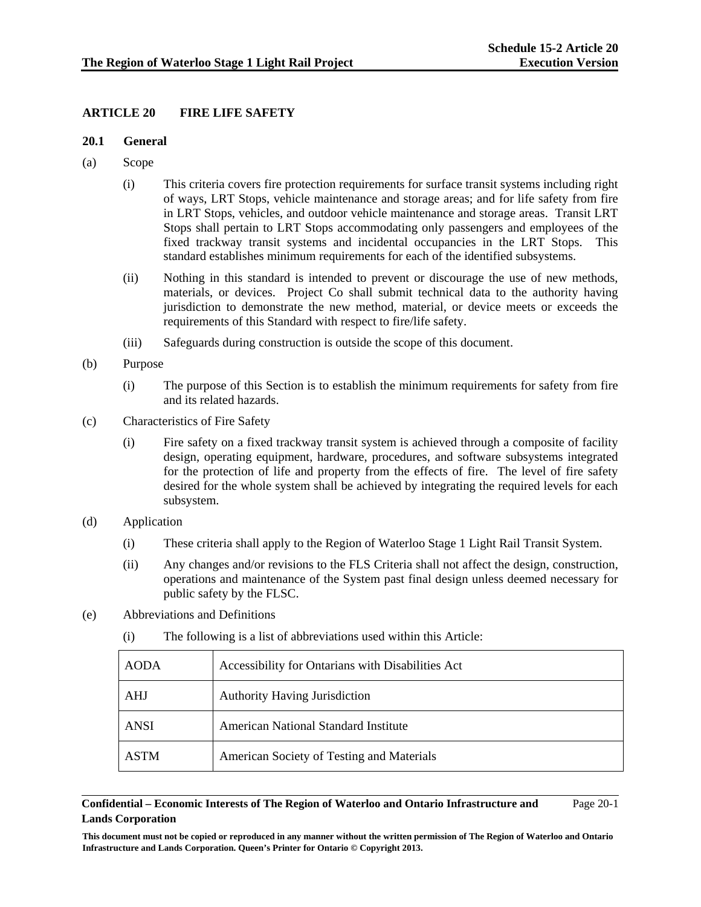## ARTICLE 20 FIRE LIFE SAFETY

### 20.1 General

(a) Scope

(i) This criteria covers fire protection requirements for surface transit systems including right of ways, LRT Stops, vehicle maintenance and storage areas; and for life safety from fire in LRT Stops, vehicles, and outdoor vehicle maintenance and storage areas. Transit LRT Stops shall pertain to LRT Stops accommodating only passengers and employees of the fixed trackway transit systems and incidental occupancies in the LRT Stops. This standard establishes minimum requirements for each of the identified subsystems.

(ii) Nothing in this standard is intended to prevent or discourage the use of new methods, materials, or devices. Project Co shall submit technical data to the authority having jurisdiction to demonstrate the new method, material, or device meets or exceeds the requirements of this Standard with respect to fire/life safety.

(iii) Safeguards during construction is outside the scope of this document.

(b) Purpose

(i) The purpose of this Section is to establish the minimum requirements for safety from fire and its related hazards.

(c) Characteristics of Fire Safety

(i) Fire safety on a fixed trackway transit system is achieved through a composite of facility design, operating equipment, hardware, procedures, and software subsystems integrated for the protection of life and property from the effects of fire. The level of fire safety desired for the whole system shall be achieved by integrating the required levels for each subsystem.

(d) Application

(i) These criteria shall apply to the Region of Waterloo Stage 1 Light Rail Transit System.

(ii) Any changes and/or revisions to the FLS Criteria shall not affect the design, construction, operations and maintenance of the System past final design unless deemed necessary for public safety by the FLSC.

(e) Abbreviations and Definitions

(i) The following is a list of abbreviations used within this Article:

| | |
|---|---|
| AODA | Accessibility for Ontarians with Disabilities Act |
| AHJ | Authority Having Jurisdiction |
| ANSI | American National Standard Institute |
| ASTM | American Society of Testing and Materials |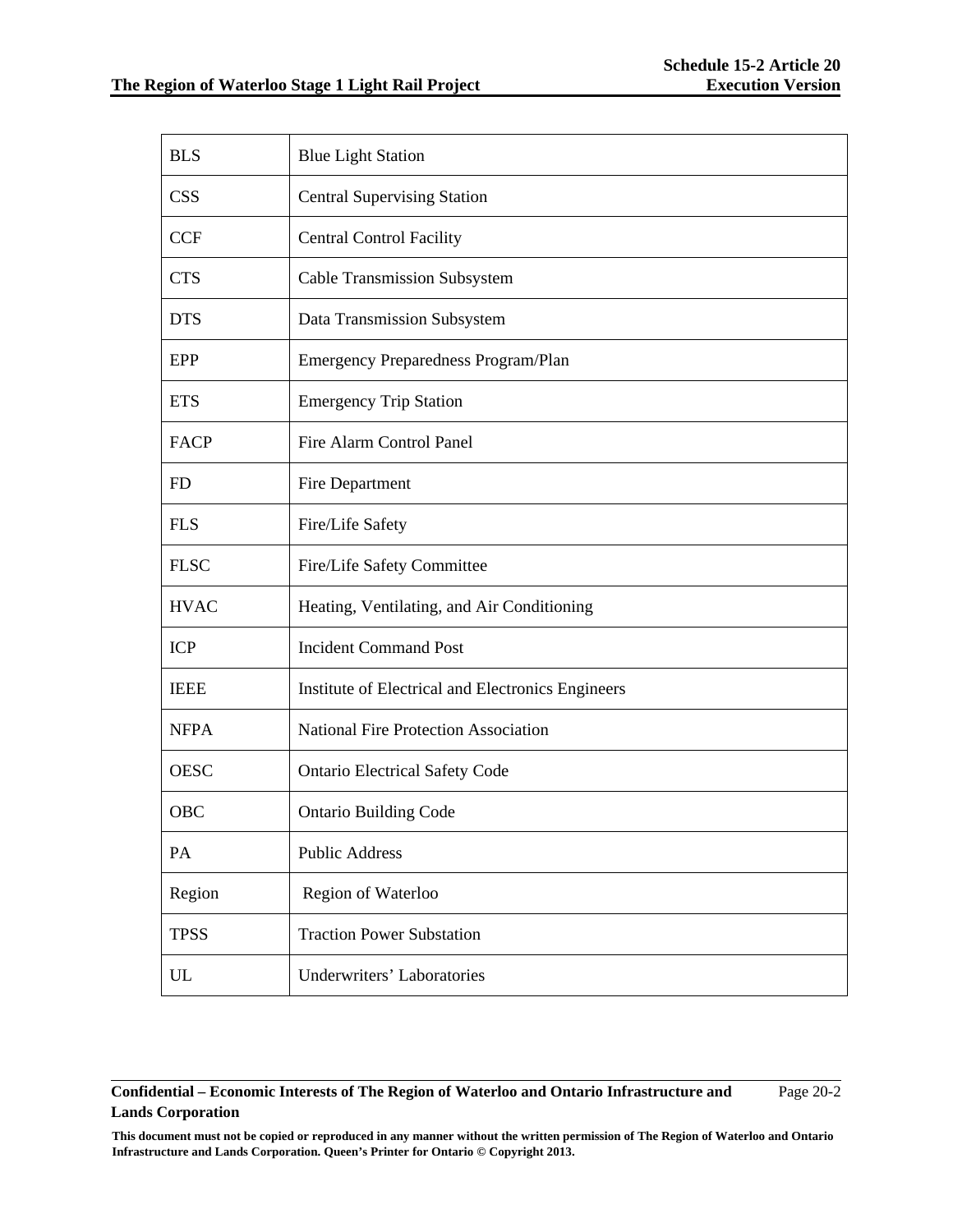| BLS | Blue Light Station |
|---|---|
| CSS | Central Supervising Station |
| CCF | Central Control Facility |
| CTS | Cable Transmission Subsystem |
| DTS | Data Transmission Subsystem |
| EPP | Emergency Preparedness Program/Plan |
| ETS | Emergency Trip Station |
| FACP | Fire Alarm Control Panel |
| FD | Fire Department |
| FLS | Fire/Life Safety |
| FLSC | Fire/Life Safety Committee |
| HVAC | Heating, Ventilating, and Air Conditioning |
| ICP | Incident Command Post |
| IEEE | Institute of Electrical and Electronics Engineers |
| NFPA | National Fire Protection Association |
| OESC | Ontario Electrical Safety Code |
| OBC | Ontario Building Code |
| PA | Public Address |
| Region | Region of Waterloo |
| TPSS | Traction Power Substation |
| UL | Underwriters' Laboratories |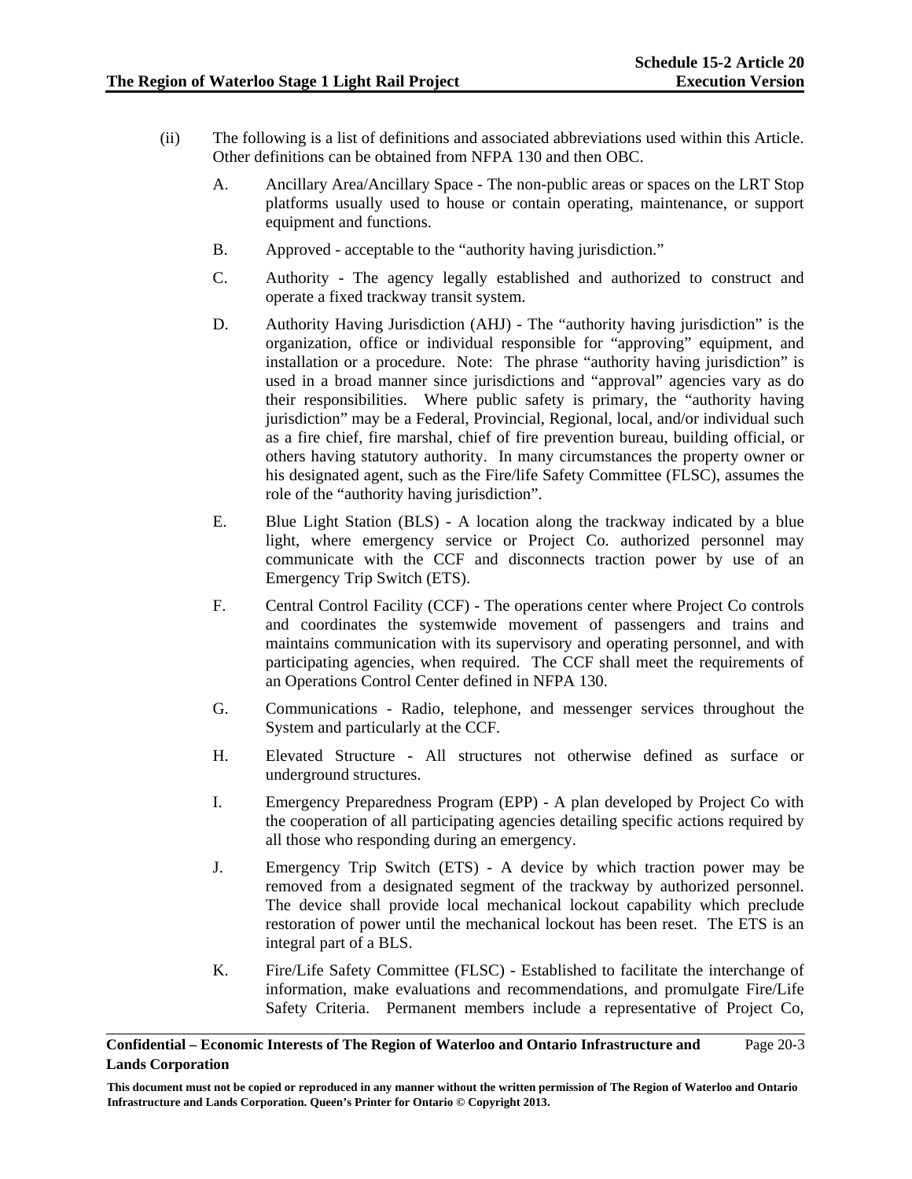(ii) The following is a list of definitions and associated abbreviations used within this Article. Other definitions can be obtained from NFPA 130 and then OBC.

A. Ancillary Area/Ancillary Space - The non-public areas or spaces on the LRT Stop platforms usually used to house or contain operating, maintenance, or support equipment and functions.

B. Approved - acceptable to the "authority having jurisdiction."

C. Authority - The agency legally established and authorized to construct and operate a fixed trackway transit system.

D. Authority Having Jurisdiction (AHJ) - The "authority having jurisdiction" is the organization, office or individual responsible for "approving" equipment, and installation or a procedure. Note: The phrase "authority having jurisdiction" is used in a broad manner since jurisdictions and "approval" agencies vary as do their responsibilities. Where public safety is primary, the "authority having jurisdiction" may be a Federal, Provincial, Regional, local, and/or individual such as a fire chief, fire marshal, chief of fire prevention bureau, building official, or others having statutory authority. In many circumstances the property owner or his designated agent, such as the Fire/life Safety Committee (FLSC), assumes the role of the "authority having jurisdiction".

E. Blue Light Station (BLS) - A location along the trackway indicated by a blue light, where emergency service or Project Co. authorized personnel may communicate with the CCF and disconnects traction power by use of an Emergency Trip Switch (ETS).

F. Central Control Facility (CCF) - The operations center where Project Co controls and coordinates the systemwide movement of passengers and trains and maintains communication with its supervisory and operating personnel, and with participating agencies, when required. The CCF shall meet the requirements of an Operations Control Center defined in NFPA 130.

G. Communications - Radio, telephone, and messenger services throughout the System and particularly at the CCF.

H. Elevated Structure - All structures not otherwise defined as surface or underground structures.

I. Emergency Preparedness Program (EPP) - A plan developed by Project Co with the cooperation of all participating agencies detailing specific actions required by all those who responding during an emergency.

J. Emergency Trip Switch (ETS) - A device by which traction power may be removed from a designated segment of the trackway by authorized personnel. The device shall provide local mechanical lockout capability which preclude restoration of power until the mechanical lockout has been reset. The ETS is an integral part of a BLS.

K. Fire/Life Safety Committee (FLSC) - Established to facilitate the interchange of information, make evaluations and recommendations, and promulgate Fire/Life Safety Criteria. Permanent members include a representative of Project Co,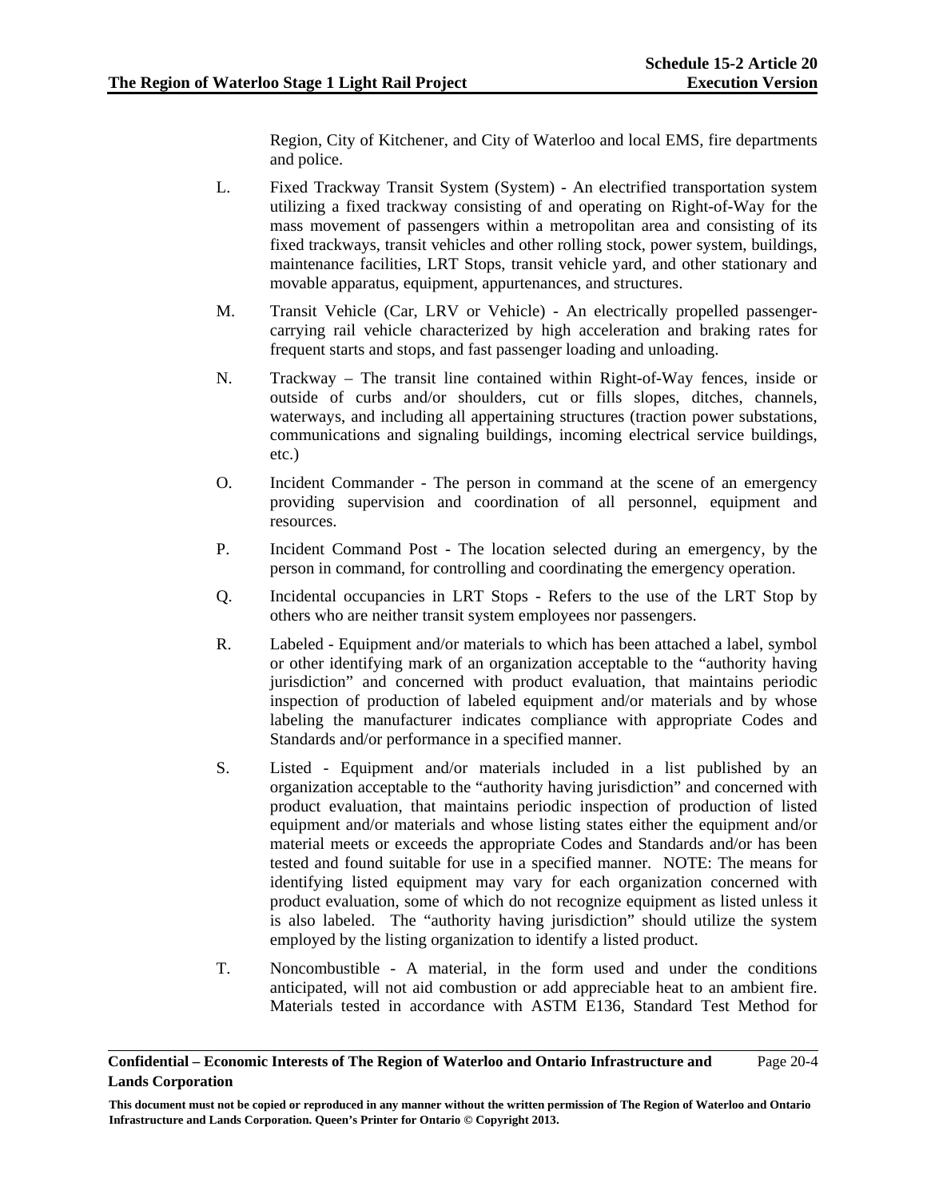Region, City of Kitchener, and City of Waterloo and local EMS, fire departments and police.

L. Fixed Trackway Transit System (System) - An electrified transportation system utilizing a fixed trackway consisting of and operating on Right-of-Way for the mass movement of passengers within a metropolitan area and consisting of its fixed trackways, transit vehicles and other rolling stock, power system, buildings, maintenance facilities, LRT Stops, transit vehicle yard, and other stationary and movable apparatus, equipment, appurtenances, and structures.

M. Transit Vehicle (Car, LRV or Vehicle) - An electrically propelled passenger-carrying rail vehicle characterized by high acceleration and braking rates for frequent starts and stops, and fast passenger loading and unloading.

N. Trackway – The transit line contained within Right-of-Way fences, inside or outside of curbs and/or shoulders, cut or fills slopes, ditches, channels, waterways, and including all appertaining structures (traction power substations, communications and signaling buildings, incoming electrical service buildings, etc.)

O. Incident Commander - The person in command at the scene of an emergency providing supervision and coordination of all personnel, equipment and resources.

P. Incident Command Post - The location selected during an emergency, by the person in command, for controlling and coordinating the emergency operation.

Q. Incidental occupancies in LRT Stops - Refers to the use of the LRT Stop by others who are neither transit system employees nor passengers.

R. Labeled - Equipment and/or materials to which has been attached a label, symbol or other identifying mark of an organization acceptable to the "authority having jurisdiction" and concerned with product evaluation, that maintains periodic inspection of production of labeled equipment and/or materials and by whose labeling the manufacturer indicates compliance with appropriate Codes and Standards and/or performance in a specified manner.

S. Listed - Equipment and/or materials included in a list published by an organization acceptable to the "authority having jurisdiction" and concerned with product evaluation, that maintains periodic inspection of production of listed equipment and/or materials and whose listing states either the equipment and/or material meets or exceeds the appropriate Codes and Standards and/or has been tested and found suitable for use in a specified manner. NOTE: The means for identifying listed equipment may vary for each organization concerned with product evaluation, some of which do not recognize equipment as listed unless it is also labeled. The "authority having jurisdiction" should utilize the system employed by the listing organization to identify a listed product.

T. Noncombustible - A material, in the form used and under the conditions anticipated, will not aid combustion or add appreciable heat to an ambient fire. Materials tested in accordance with ASTM E136, Standard Test Method for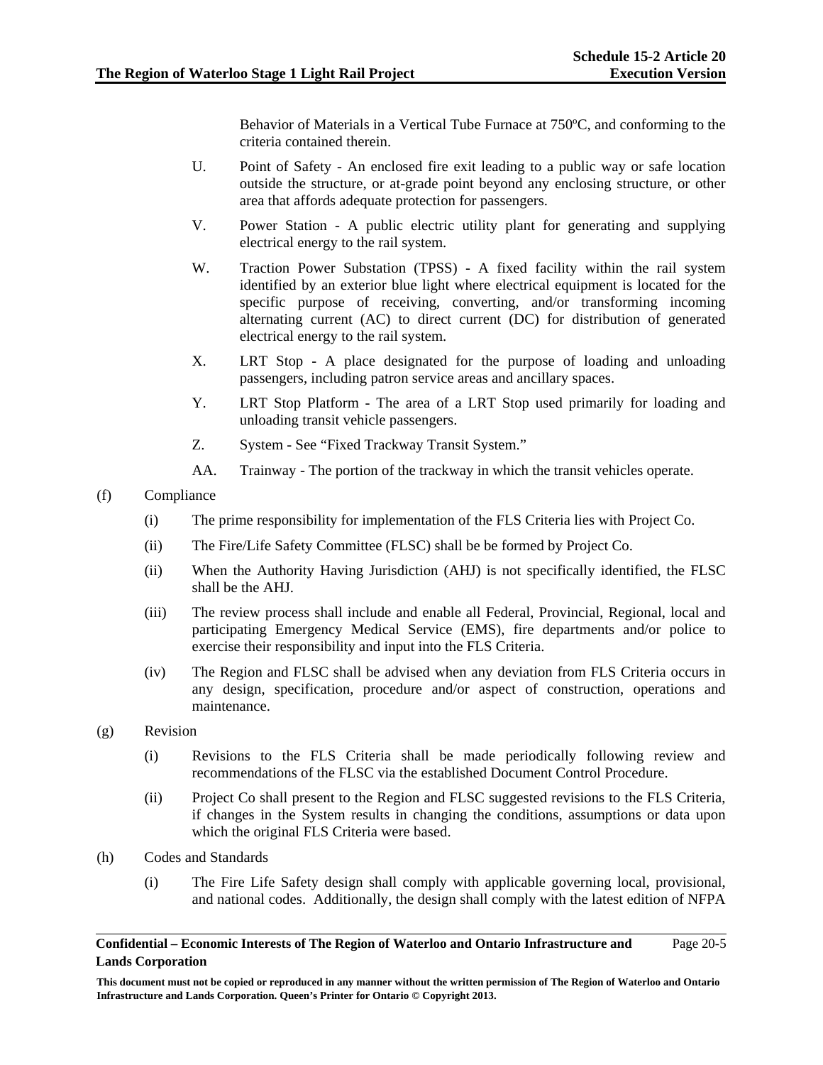Behavior of Materials in a Vertical Tube Furnace at 750ºC, and conforming to the criteria contained therein.

U. Point of Safety - An enclosed fire exit leading to a public way or safe location outside the structure, or at-grade point beyond any enclosing structure, or other area that affords adequate protection for passengers.

V. Power Station - A public electric utility plant for generating and supplying electrical energy to the rail system.

W. Traction Power Substation (TPSS) - A fixed facility within the rail system identified by an exterior blue light where electrical equipment is located for the specific purpose of receiving, converting, and/or transforming incoming alternating current (AC) to direct current (DC) for distribution of generated electrical energy to the rail system.

X. LRT Stop - A place designated for the purpose of loading and unloading passengers, including patron service areas and ancillary spaces.

Y. LRT Stop Platform - The area of a LRT Stop used primarily for loading and unloading transit vehicle passengers.

Z. System - See "Fixed Trackway Transit System."

AA. Trainway - The portion of the trackway in which the transit vehicles operate.

(f) Compliance

(i) The prime responsibility for implementation of the FLS Criteria lies with Project Co.

(ii) The Fire/Life Safety Committee (FLSC) shall be be formed by Project Co.

(ii) When the Authority Having Jurisdiction (AHJ) is not specifically identified, the FLSC shall be the AHJ.

(iii) The review process shall include and enable all Federal, Provincial, Regional, local and participating Emergency Medical Service (EMS), fire departments and/or police to exercise their responsibility and input into the FLS Criteria.

(iv) The Region and FLSC shall be advised when any deviation from FLS Criteria occurs in any design, specification, procedure and/or aspect of construction, operations and maintenance.

(g) Revision

(i) Revisions to the FLS Criteria shall be made periodically following review and recommendations of the FLSC via the established Document Control Procedure.

(ii) Project Co shall present to the Region and FLSC suggested revisions to the FLS Criteria, if changes in the System results in changing the conditions, assumptions or data upon which the original FLS Criteria were based.

(h) Codes and Standards

(i) The Fire Life Safety design shall comply with applicable governing local, provisional, and national codes. Additionally, the design shall comply with the latest edition of NFPA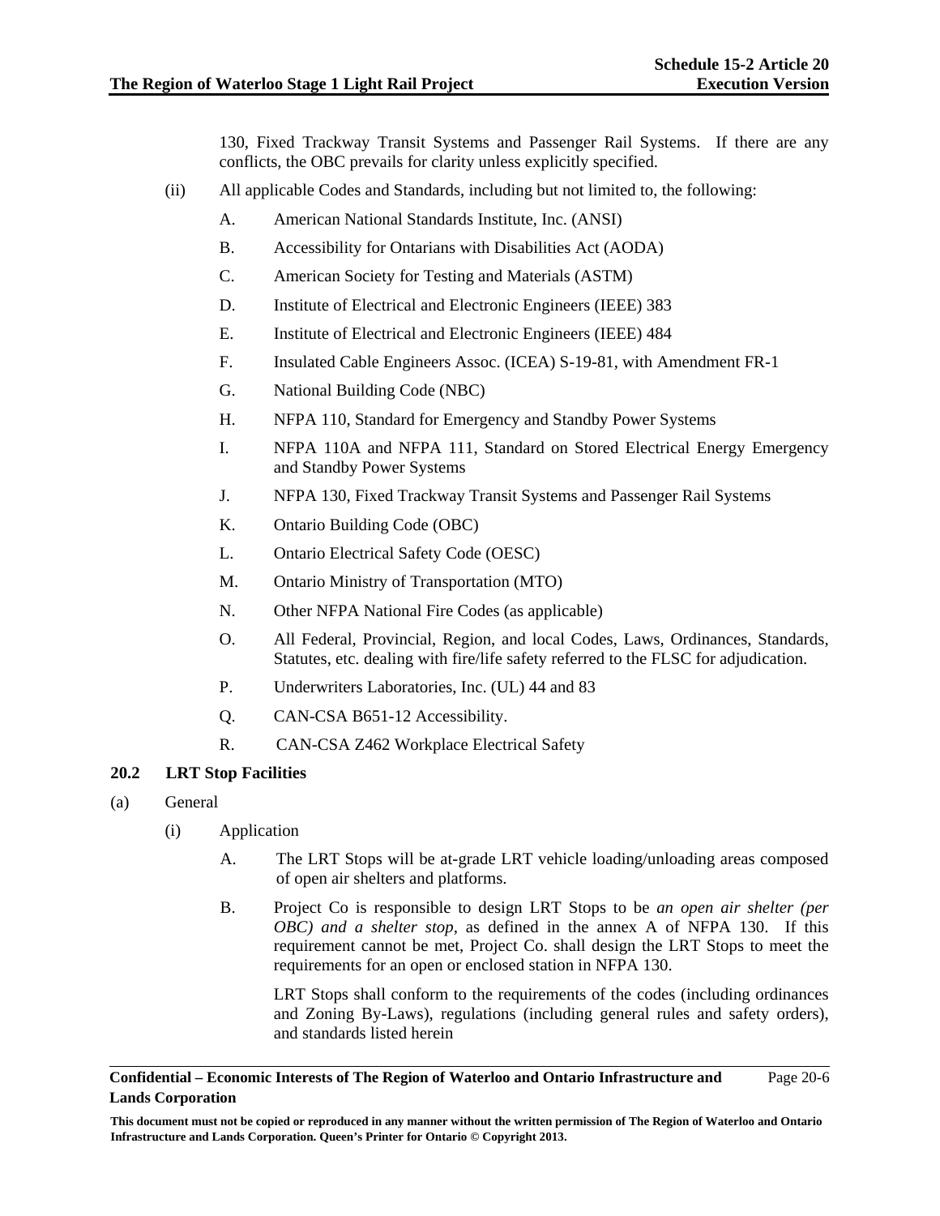130, Fixed Trackway Transit Systems and Passenger Rail Systems. If there are any conflicts, the OBC prevails for clarity unless explicitly specified.

(ii) All applicable Codes and Standards, including but not limited to, the following:

A. American National Standards Institute, Inc. (ANSI)

B. Accessibility for Ontarians with Disabilities Act (AODA)

C. American Society for Testing and Materials (ASTM)

D. Institute of Electrical and Electronic Engineers (IEEE) 383

E. Institute of Electrical and Electronic Engineers (IEEE) 484

F. Insulated Cable Engineers Assoc. (ICEA) S-19-81, with Amendment FR-1

G. National Building Code (NBC)

H. NFPA 110, Standard for Emergency and Standby Power Systems

I. NFPA 110A and NFPA 111, Standard on Stored Electrical Energy Emergency and Standby Power Systems

J. NFPA 130, Fixed Trackway Transit Systems and Passenger Rail Systems

K. Ontario Building Code (OBC)

L. Ontario Electrical Safety Code (OESC)

M. Ontario Ministry of Transportation (MTO)

N. Other NFPA National Fire Codes (as applicable)

O. All Federal, Provincial, Region, and local Codes, Laws, Ordinances, Standards, Statutes, etc. dealing with fire/life safety referred to the FLSC for adjudication.

P. Underwriters Laboratories, Inc. (UL) 44 and 83

Q. CAN-CSA B651-12 Accessibility.

R. CAN-CSA Z462 Workplace Electrical Safety

## 20.2 LRT Stop Facilities

(a) General

(i) Application

A. The LRT Stops will be at-grade LRT vehicle loading/unloading areas composed of open air shelters and platforms.

B. Project Co is responsible to design LRT Stops to be *an open air shelter (per OBC) and a shelter stop*, as defined in the annex A of NFPA 130. If this requirement cannot be met, Project Co. shall design the LRT Stops to meet the requirements for an open or enclosed station in NFPA 130.

LRT Stops shall conform to the requirements of the codes (including ordinances and Zoning By-Laws), regulations (including general rules and safety orders), and standards listed herein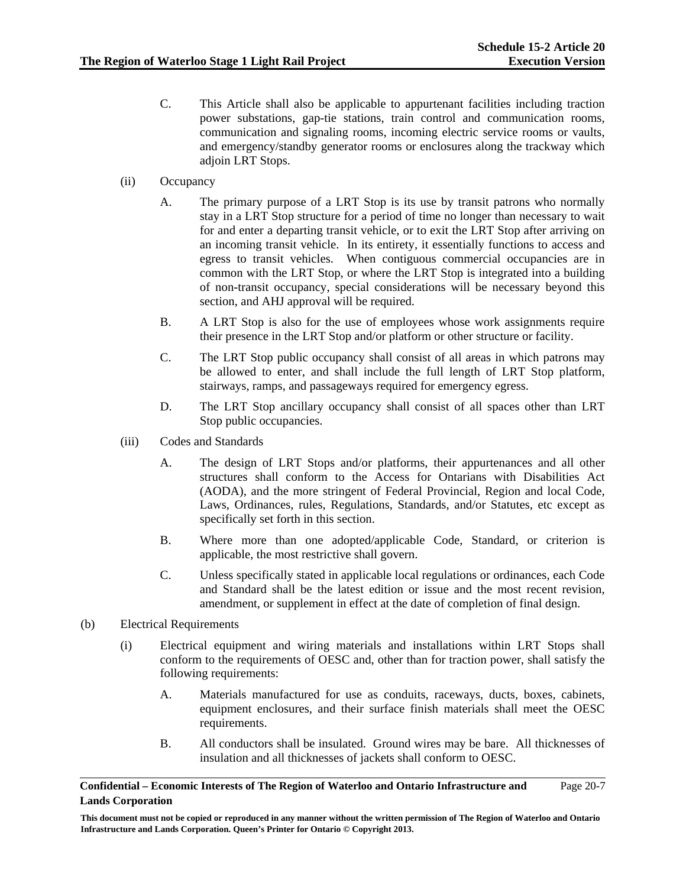C. This Article shall also be applicable to appurtenant facilities including traction power substations, gap-tie stations, train control and communication rooms, communication and signaling rooms, incoming electric service rooms or vaults, and emergency/standby generator rooms or enclosures along the trackway which adjoin LRT Stops.

(ii) Occupancy

A. The primary purpose of a LRT Stop is its use by transit patrons who normally stay in a LRT Stop structure for a period of time no longer than necessary to wait for and enter a departing transit vehicle, or to exit the LRT Stop after arriving on an incoming transit vehicle. In its entirety, it essentially functions to access and egress to transit vehicles. When contiguous commercial occupancies are in common with the LRT Stop, or where the LRT Stop is integrated into a building of non-transit occupancy, special considerations will be necessary beyond this section, and AHJ approval will be required.

B. A LRT Stop is also for the use of employees whose work assignments require their presence in the LRT Stop and/or platform or other structure or facility.

C. The LRT Stop public occupancy shall consist of all areas in which patrons may be allowed to enter, and shall include the full length of LRT Stop platform, stairways, ramps, and passageways required for emergency egress.

D. The LRT Stop ancillary occupancy shall consist of all spaces other than LRT Stop public occupancies.

(iii) Codes and Standards

A. The design of LRT Stops and/or platforms, their appurtenances and all other structures shall conform to the Access for Ontarians with Disabilities Act (AODA), and the more stringent of Federal Provincial, Region and local Code, Laws, Ordinances, rules, Regulations, Standards, and/or Statutes, etc except as specifically set forth in this section.

B. Where more than one adopted/applicable Code, Standard, or criterion is applicable, the most restrictive shall govern.

C. Unless specifically stated in applicable local regulations or ordinances, each Code and Standard shall be the latest edition or issue and the most recent revision, amendment, or supplement in effect at the date of completion of final design.

(b) Electrical Requirements

(i) Electrical equipment and wiring materials and installations within LRT Stops shall conform to the requirements of OESC and, other than for traction power, shall satisfy the following requirements:

A. Materials manufactured for use as conduits, raceways, ducts, boxes, cabinets, equipment enclosures, and their surface finish materials shall meet the OESC requirements.

B. All conductors shall be insulated. Ground wires may be bare. All thicknesses of insulation and all thicknesses of jackets shall conform to OESC.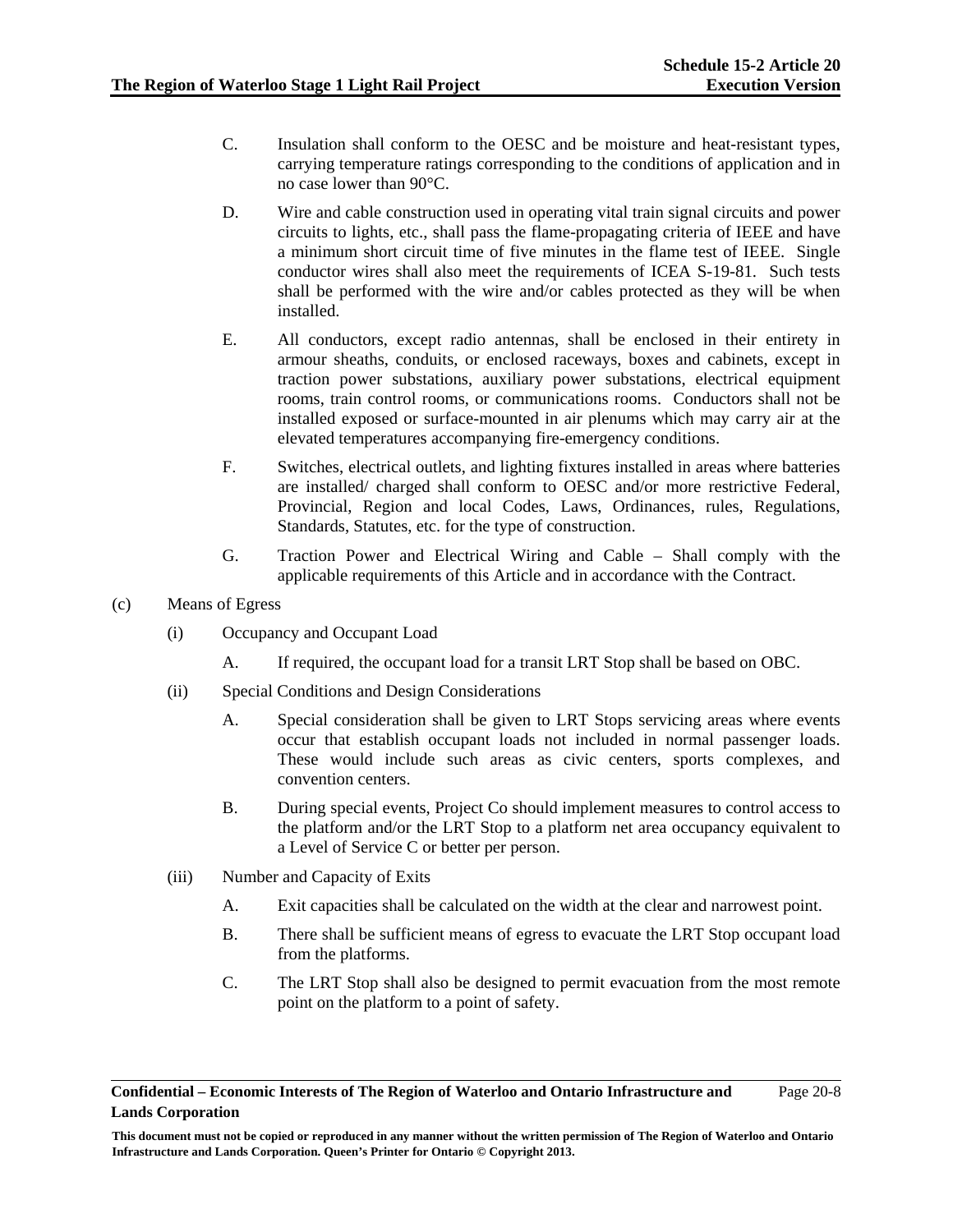C. Insulation shall conform to the OESC and be moisture and heat-resistant types, carrying temperature ratings corresponding to the conditions of application and in no case lower than 90°C.

D. Wire and cable construction used in operating vital train signal circuits and power circuits to lights, etc., shall pass the flame-propagating criteria of IEEE and have a minimum short circuit time of five minutes in the flame test of IEEE. Single conductor wires shall also meet the requirements of ICEA S-19-81. Such tests shall be performed with the wire and/or cables protected as they will be when installed.

E. All conductors, except radio antennas, shall be enclosed in their entirety in armour sheaths, conduits, or enclosed raceways, boxes and cabinets, except in traction power substations, auxiliary power substations, electrical equipment rooms, train control rooms, or communications rooms. Conductors shall not be installed exposed or surface-mounted in air plenums which may carry air at the elevated temperatures accompanying fire-emergency conditions.

F. Switches, electrical outlets, and lighting fixtures installed in areas where batteries are installed/ charged shall conform to OESC and/or more restrictive Federal, Provincial, Region and local Codes, Laws, Ordinances, rules, Regulations, Standards, Statutes, etc. for the type of construction.

G. Traction Power and Electrical Wiring and Cable – Shall comply with the applicable requirements of this Article and in accordance with the Contract.

(c) Means of Egress

(i) Occupancy and Occupant Load

A. If required, the occupant load for a transit LRT Stop shall be based on OBC.

(ii) Special Conditions and Design Considerations

A. Special consideration shall be given to LRT Stops servicing areas where events occur that establish occupant loads not included in normal passenger loads. These would include such areas as civic centers, sports complexes, and convention centers.

B. During special events, Project Co should implement measures to control access to the platform and/or the LRT Stop to a platform net area occupancy equivalent to a Level of Service C or better per person.

(iii) Number and Capacity of Exits

A. Exit capacities shall be calculated on the width at the clear and narrowest point.

B. There shall be sufficient means of egress to evacuate the LRT Stop occupant load from the platforms.

C. The LRT Stop shall also be designed to permit evacuation from the most remote point on the platform to a point of safety.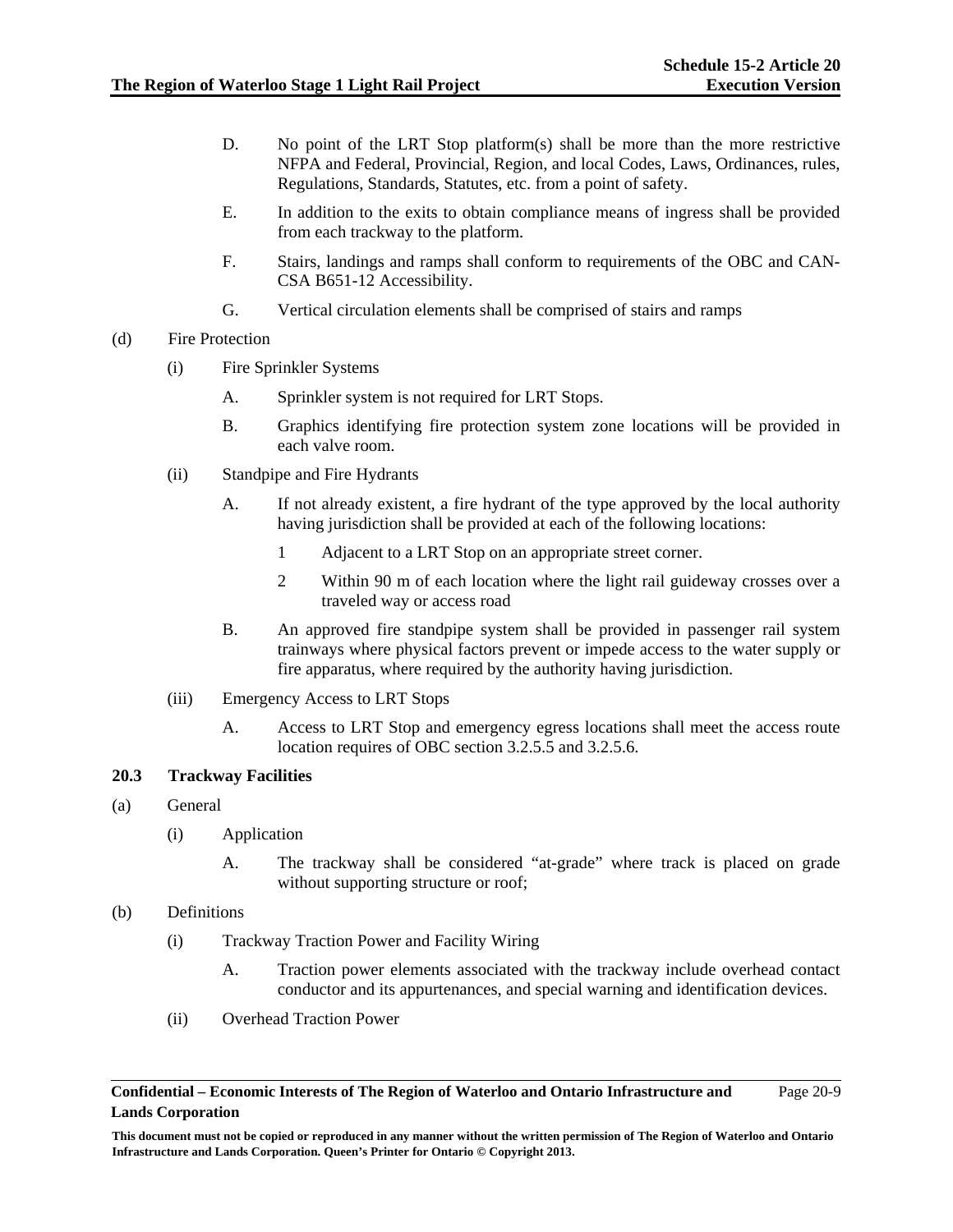D. No point of the LRT Stop platform(s) shall be more than the more restrictive NFPA and Federal, Provincial, Region, and local Codes, Laws, Ordinances, rules, Regulations, Standards, Statutes, etc. from a point of safety.

E. In addition to the exits to obtain compliance means of ingress shall be provided from each trackway to the platform.

F. Stairs, landings and ramps shall conform to requirements of the OBC and CAN-CSA B651-12 Accessibility.

G. Vertical circulation elements shall be comprised of stairs and ramps

(d) Fire Protection

(i) Fire Sprinkler Systems

A. Sprinkler system is not required for LRT Stops.

B. Graphics identifying fire protection system zone locations will be provided in each valve room.

(ii) Standpipe and Fire Hydrants

A. If not already existent, a fire hydrant of the type approved by the local authority having jurisdiction shall be provided at each of the following locations:

1 Adjacent to a LRT Stop on an appropriate street corner.

2 Within 90 m of each location where the light rail guideway crosses over a traveled way or access road

B. An approved fire standpipe system shall be provided in passenger rail system trainways where physical factors prevent or impede access to the water supply or fire apparatus, where required by the authority having jurisdiction.

(iii) Emergency Access to LRT Stops

A. Access to LRT Stop and emergency egress locations shall meet the access route location requires of OBC section 3.2.5.5 and 3.2.5.6.

## 20.3 Trackway Facilities

(a) General

(i) Application

A. The trackway shall be considered "at-grade" where track is placed on grade without supporting structure or roof;

(b) Definitions

(i) Trackway Traction Power and Facility Wiring

A. Traction power elements associated with the trackway include overhead contact conductor and its appurtenances, and special warning and identification devices.

(ii) Overhead Traction Power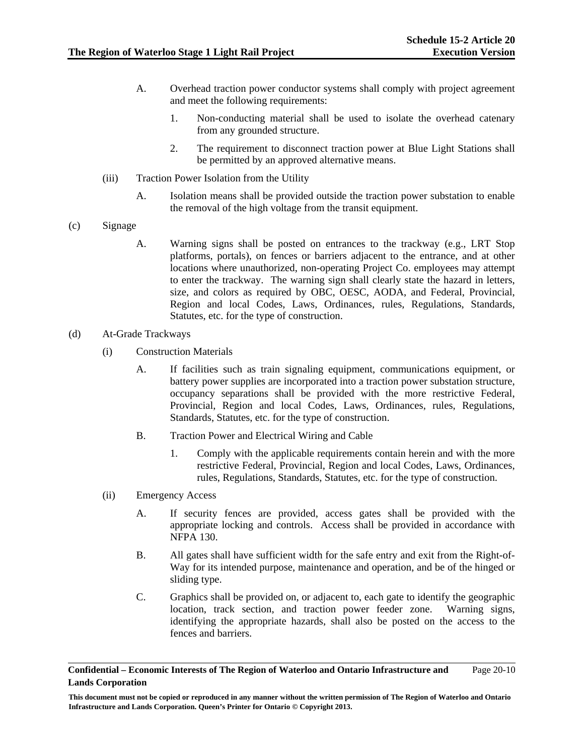A. Overhead traction power conductor systems shall comply with project agreement and meet the following requirements:

1. Non-conducting material shall be used to isolate the overhead catenary from any grounded structure.

2. The requirement to disconnect traction power at Blue Light Stations shall be permitted by an approved alternative means.

(iii) Traction Power Isolation from the Utility

A. Isolation means shall be provided outside the traction power substation to enable the removal of the high voltage from the transit equipment.

(c) Signage

A. Warning signs shall be posted on entrances to the trackway (e.g., LRT Stop platforms, portals), on fences or barriers adjacent to the entrance, and at other locations where unauthorized, non-operating Project Co. employees may attempt to enter the trackway. The warning sign shall clearly state the hazard in letters, size, and colors as required by OBC, OESC, AODA, and Federal, Provincial, Region and local Codes, Laws, Ordinances, rules, Regulations, Standards, Statutes, etc. for the type of construction.

(d) At-Grade Trackways

(i) Construction Materials

A. If facilities such as train signaling equipment, communications equipment, or battery power supplies are incorporated into a traction power substation structure, occupancy separations shall be provided with the more restrictive Federal, Provincial, Region and local Codes, Laws, Ordinances, rules, Regulations, Standards, Statutes, etc. for the type of construction.

B. Traction Power and Electrical Wiring and Cable

1. Comply with the applicable requirements contain herein and with the more restrictive Federal, Provincial, Region and local Codes, Laws, Ordinances, rules, Regulations, Standards, Statutes, etc. for the type of construction.

(ii) Emergency Access

A. If security fences are provided, access gates shall be provided with the appropriate locking and controls. Access shall be provided in accordance with NFPA 130.

B. All gates shall have sufficient width for the safe entry and exit from the Right-of-Way for its intended purpose, maintenance and operation, and be of the hinged or sliding type.

C. Graphics shall be provided on, or adjacent to, each gate to identify the geographic location, track section, and traction power feeder zone. Warning signs, identifying the appropriate hazards, shall also be posted on the access to the fences and barriers.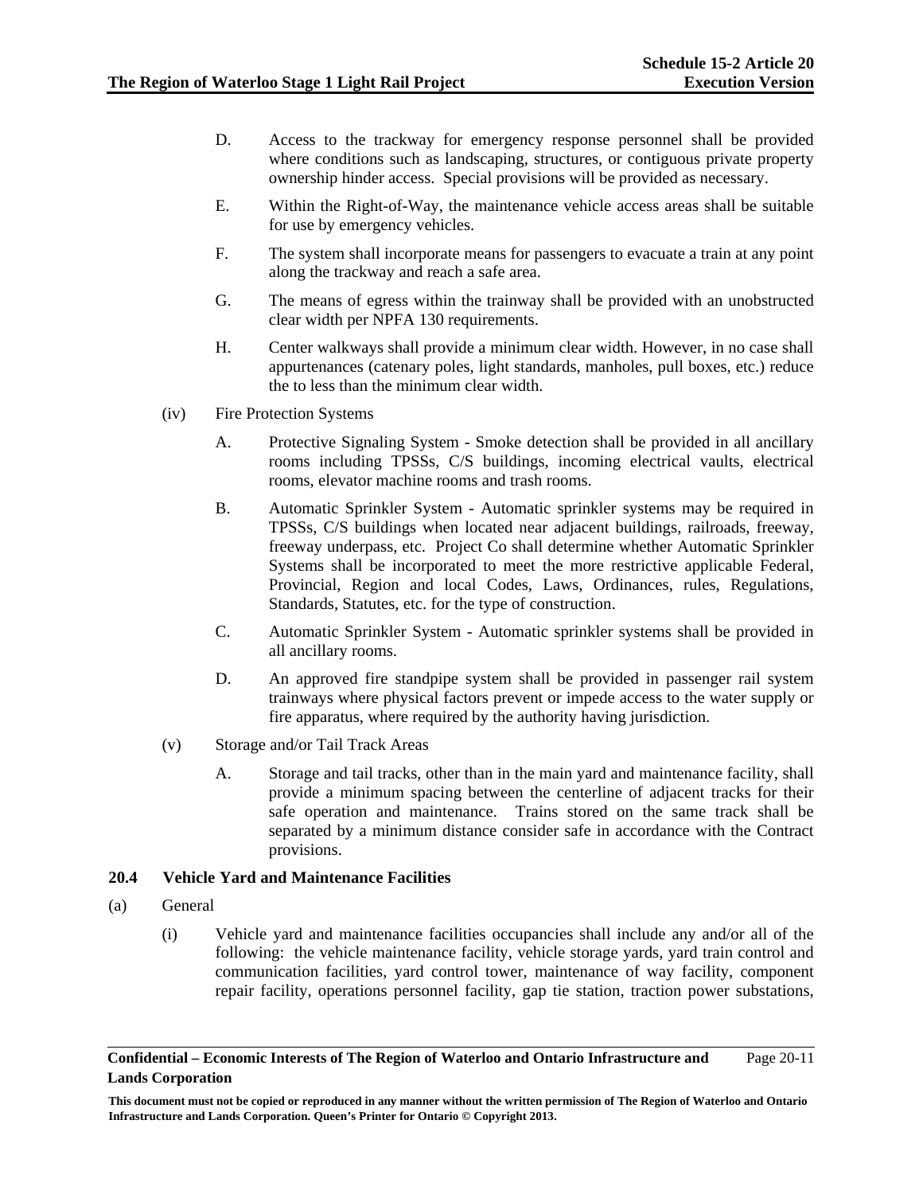D. Access to the trackway for emergency response personnel shall be provided where conditions such as landscaping, structures, or contiguous private property ownership hinder access. Special provisions will be provided as necessary.

E. Within the Right-of-Way, the maintenance vehicle access areas shall be suitable for use by emergency vehicles.

F. The system shall incorporate means for passengers to evacuate a train at any point along the trackway and reach a safe area.

G. The means of egress within the trainway shall be provided with an unobstructed clear width per NPFA 130 requirements.

H. Center walkways shall provide a minimum clear width. However, in no case shall appurtenances (catenary poles, light standards, manholes, pull boxes, etc.) reduce the to less than the minimum clear width.

(iv) Fire Protection Systems

A. Protective Signaling System - Smoke detection shall be provided in all ancillary rooms including TPSSs, C/S buildings, incoming electrical vaults, electrical rooms, elevator machine rooms and trash rooms.

B. Automatic Sprinkler System - Automatic sprinkler systems may be required in TPSSs, C/S buildings when located near adjacent buildings, railroads, freeway, freeway underpass, etc. Project Co shall determine whether Automatic Sprinkler Systems shall be incorporated to meet the more restrictive applicable Federal, Provincial, Region and local Codes, Laws, Ordinances, rules, Regulations, Standards, Statutes, etc. for the type of construction.

C. Automatic Sprinkler System - Automatic sprinkler systems shall be provided in all ancillary rooms.

D. An approved fire standpipe system shall be provided in passenger rail system trainways where physical factors prevent or impede access to the water supply or fire apparatus, where required by the authority having jurisdiction.

(v) Storage and/or Tail Track Areas

A. Storage and tail tracks, other than in the main yard and maintenance facility, shall provide a minimum spacing between the centerline of adjacent tracks for their safe operation and maintenance. Trains stored on the same track shall be separated by a minimum distance consider safe in accordance with the Contract provisions.

## 20.4 Vehicle Yard and Maintenance Facilities

(a) General

(i) Vehicle yard and maintenance facilities occupancies shall include any and/or all of the following: the vehicle maintenance facility, vehicle storage yards, yard train control and communication facilities, yard control tower, maintenance of way facility, component repair facility, operations personnel facility, gap tie station, traction power substations,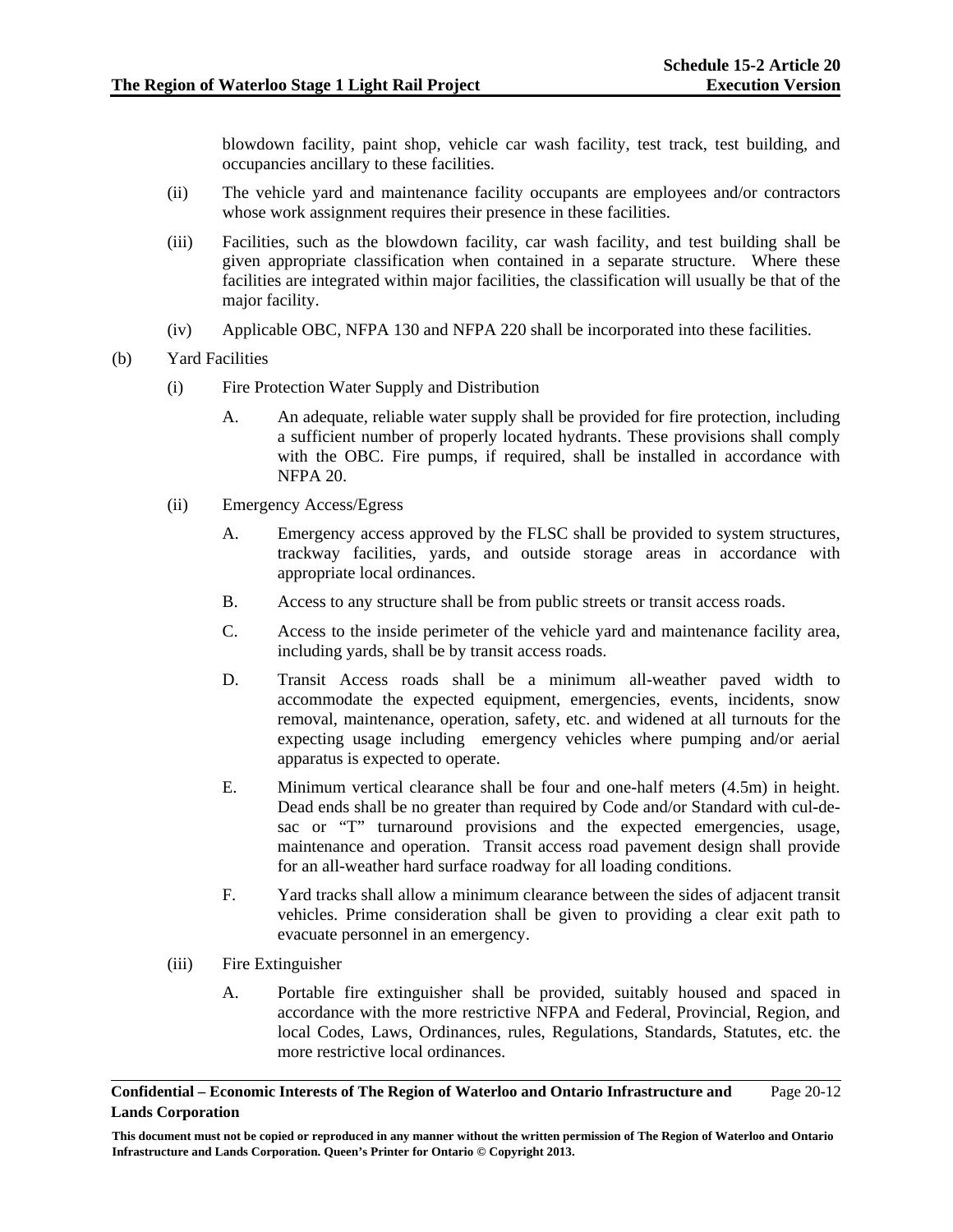blowdown facility, paint shop, vehicle car wash facility, test track, test building, and occupancies ancillary to these facilities.

(ii) The vehicle yard and maintenance facility occupants are employees and/or contractors whose work assignment requires their presence in these facilities.

(iii) Facilities, such as the blowdown facility, car wash facility, and test building shall be given appropriate classification when contained in a separate structure. Where these facilities are integrated within major facilities, the classification will usually be that of the major facility.

(iv) Applicable OBC, NFPA 130 and NFPA 220 shall be incorporated into these facilities.

(b) Yard Facilities

(i) Fire Protection Water Supply and Distribution

A. An adequate, reliable water supply shall be provided for fire protection, including a sufficient number of properly located hydrants. These provisions shall comply with the OBC. Fire pumps, if required, shall be installed in accordance with NFPA 20.

(ii) Emergency Access/Egress

A. Emergency access approved by the FLSC shall be provided to system structures, trackway facilities, yards, and outside storage areas in accordance with appropriate local ordinances.

B. Access to any structure shall be from public streets or transit access roads.

C. Access to the inside perimeter of the vehicle yard and maintenance facility area, including yards, shall be by transit access roads.

D. Transit Access roads shall be a minimum all-weather paved width to accommodate the expected equipment, emergencies, events, incidents, snow removal, maintenance, operation, safety, etc. and widened at all turnouts for the expecting usage including emergency vehicles where pumping and/or aerial apparatus is expected to operate.

E. Minimum vertical clearance shall be four and one-half meters (4.5m) in height. Dead ends shall be no greater than required by Code and/or Standard with cul-de-sac or "T" turnaround provisions and the expected emergencies, usage, maintenance and operation. Transit access road pavement design shall provide for an all-weather hard surface roadway for all loading conditions.

F. Yard tracks shall allow a minimum clearance between the sides of adjacent transit vehicles. Prime consideration shall be given to providing a clear exit path to evacuate personnel in an emergency.

(iii) Fire Extinguisher

A. Portable fire extinguisher shall be provided, suitably housed and spaced in accordance with the more restrictive NFPA and Federal, Provincial, Region, and local Codes, Laws, Ordinances, rules, Regulations, Standards, Statutes, etc. the more restrictive local ordinances.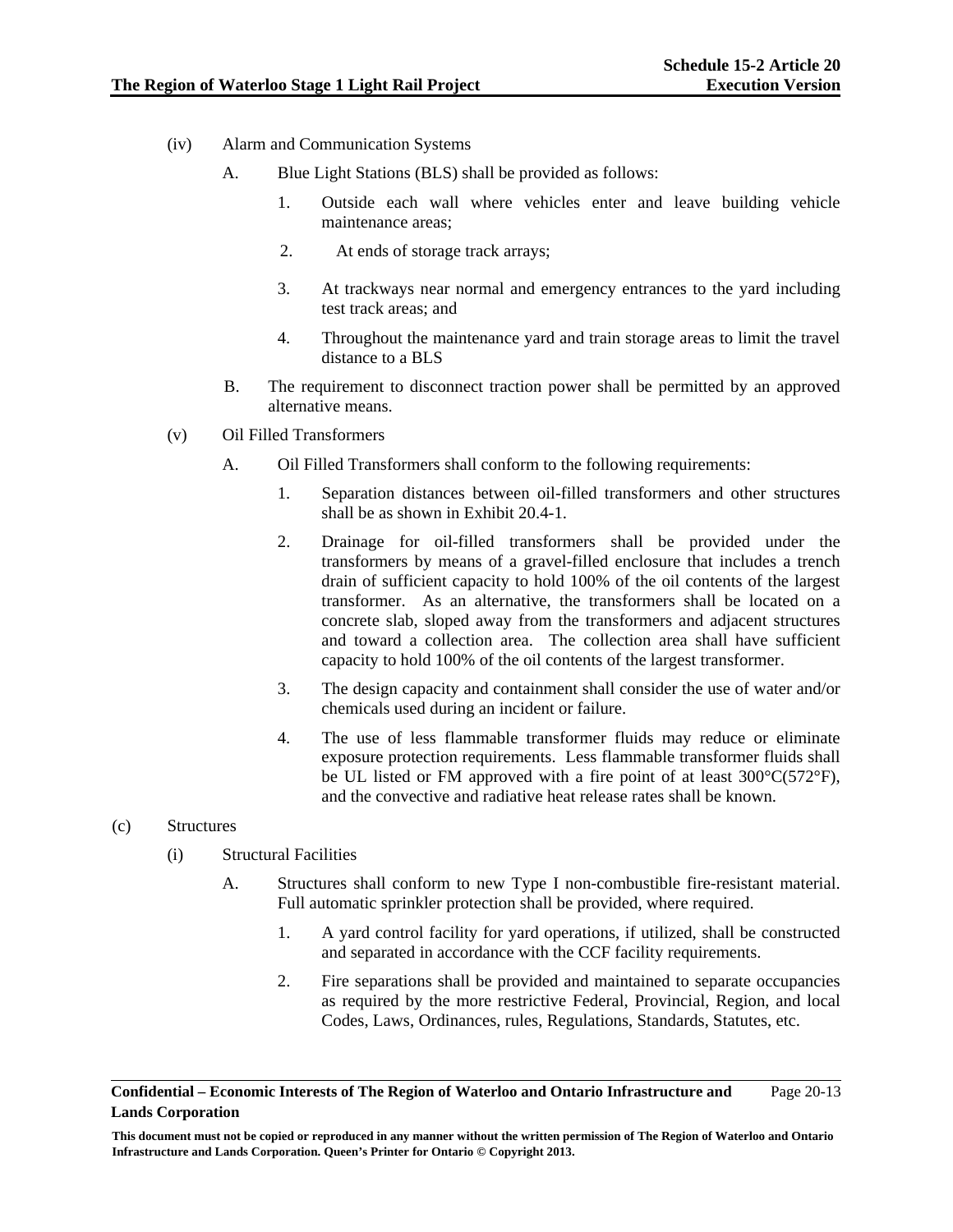(iv) Alarm and Communication Systems

A. Blue Light Stations (BLS) shall be provided as follows:

1. Outside each wall where vehicles enter and leave building vehicle maintenance areas;

2. At ends of storage track arrays;

3. At trackways near normal and emergency entrances to the yard including test track areas; and

4. Throughout the maintenance yard and train storage areas to limit the travel distance to a BLS

B. The requirement to disconnect traction power shall be permitted by an approved alternative means.

(v) Oil Filled Transformers

A. Oil Filled Transformers shall conform to the following requirements:

1. Separation distances between oil-filled transformers and other structures shall be as shown in Exhibit 20.4-1.

2. Drainage for oil-filled transformers shall be provided under the transformers by means of a gravel-filled enclosure that includes a trench drain of sufficient capacity to hold 100% of the oil contents of the largest transformer. As an alternative, the transformers shall be located on a concrete slab, sloped away from the transformers and adjacent structures and toward a collection area. The collection area shall have sufficient capacity to hold 100% of the oil contents of the largest transformer.

3. The design capacity and containment shall consider the use of water and/or chemicals used during an incident or failure.

4. The use of less flammable transformer fluids may reduce or eliminate exposure protection requirements. Less flammable transformer fluids shall be UL listed or FM approved with a fire point of at least 300°C(572°F), and the convective and radiative heat release rates shall be known.

(c) Structures

(i) Structural Facilities

A. Structures shall conform to new Type I non-combustible fire-resistant material. Full automatic sprinkler protection shall be provided, where required.

1. A yard control facility for yard operations, if utilized, shall be constructed and separated in accordance with the CCF facility requirements.

2. Fire separations shall be provided and maintained to separate occupancies as required by the more restrictive Federal, Provincial, Region, and local Codes, Laws, Ordinances, rules, Regulations, Standards, Statutes, etc.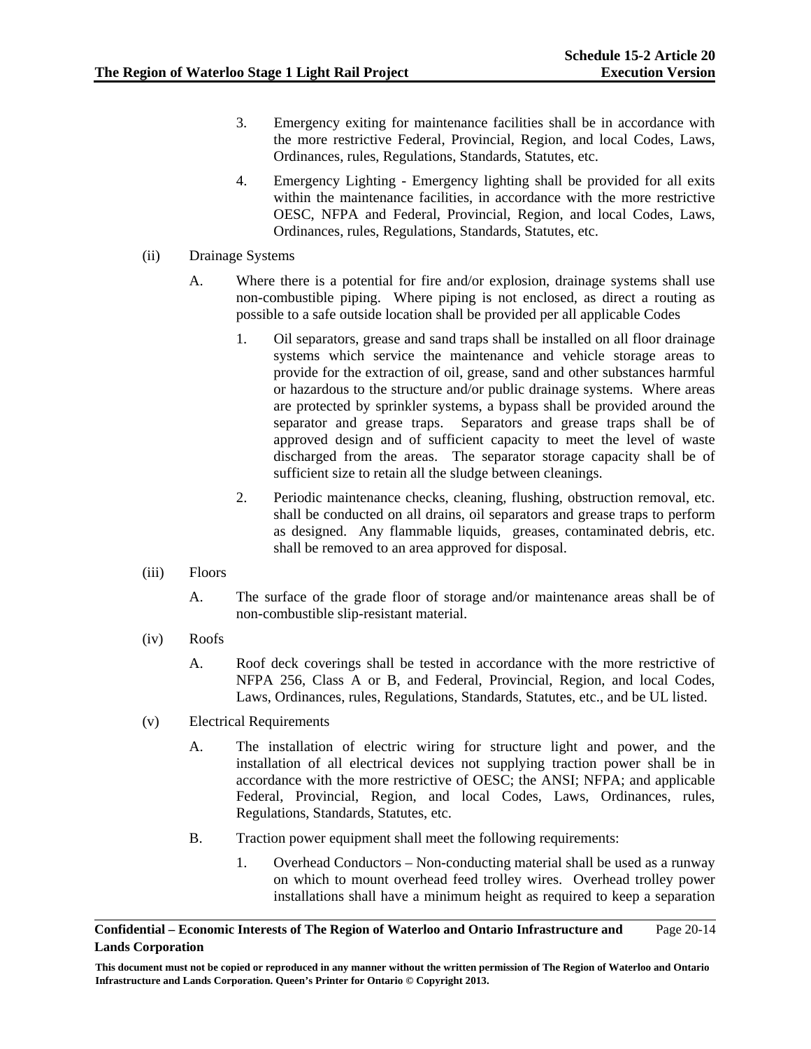3. Emergency exiting for maintenance facilities shall be in accordance with the more restrictive Federal, Provincial, Region, and local Codes, Laws, Ordinances, rules, Regulations, Standards, Statutes, etc.

4. Emergency Lighting - Emergency lighting shall be provided for all exits within the maintenance facilities, in accordance with the more restrictive OESC, NFPA and Federal, Provincial, Region, and local Codes, Laws, Ordinances, rules, Regulations, Standards, Statutes, etc.

(ii) Drainage Systems

A. Where there is a potential for fire and/or explosion, drainage systems shall use non-combustible piping. Where piping is not enclosed, as direct a routing as possible to a safe outside location shall be provided per all applicable Codes

1. Oil separators, grease and sand traps shall be installed on all floor drainage systems which service the maintenance and vehicle storage areas to provide for the extraction of oil, grease, sand and other substances harmful or hazardous to the structure and/or public drainage systems. Where areas are protected by sprinkler systems, a bypass shall be provided around the separator and grease traps. Separators and grease traps shall be of approved design and of sufficient capacity to meet the level of waste discharged from the areas. The separator storage capacity shall be of sufficient size to retain all the sludge between cleanings.

2. Periodic maintenance checks, cleaning, flushing, obstruction removal, etc. shall be conducted on all drains, oil separators and grease traps to perform as designed. Any flammable liquids, greases, contaminated debris, etc. shall be removed to an area approved for disposal.

(iii) Floors

A. The surface of the grade floor of storage and/or maintenance areas shall be of non-combustible slip-resistant material.

(iv) Roofs

A. Roof deck coverings shall be tested in accordance with the more restrictive of NFPA 256, Class A or B, and Federal, Provincial, Region, and local Codes, Laws, Ordinances, rules, Regulations, Standards, Statutes, etc., and be UL listed.

(v) Electrical Requirements

A. The installation of electric wiring for structure light and power, and the installation of all electrical devices not supplying traction power shall be in accordance with the more restrictive of OESC; the ANSI; NFPA; and applicable Federal, Provincial, Region, and local Codes, Laws, Ordinances, rules, Regulations, Standards, Statutes, etc.

B. Traction power equipment shall meet the following requirements:

1. Overhead Conductors – Non-conducting material shall be used as a runway on which to mount overhead feed trolley wires. Overhead trolley power installations shall have a minimum height as required to keep a separation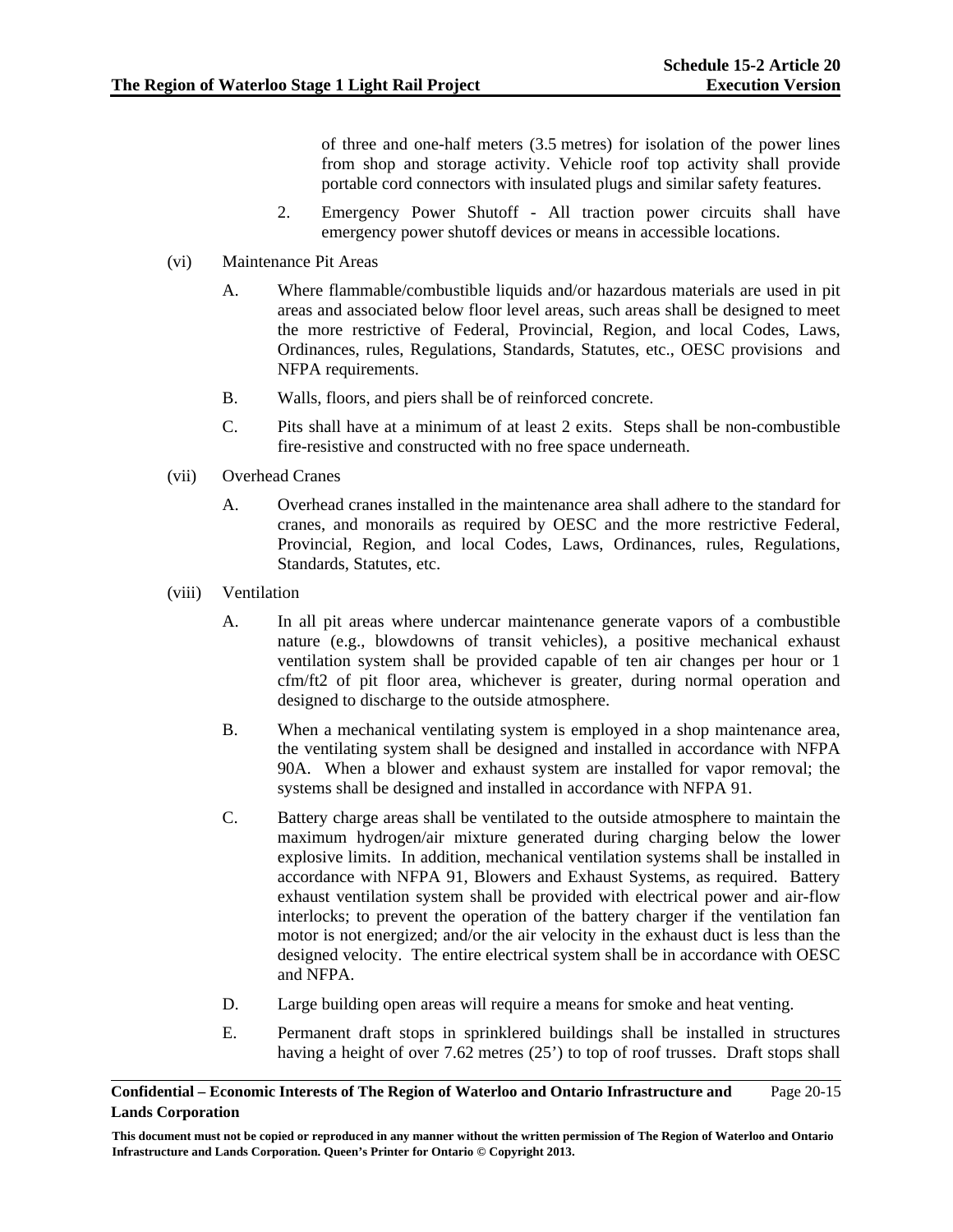of three and one-half meters (3.5 metres) for isolation of the power lines from shop and storage activity. Vehicle roof top activity shall provide portable cord connectors with insulated plugs and similar safety features.

2. Emergency Power Shutoff - All traction power circuits shall have emergency power shutoff devices or means in accessible locations.

(vi) Maintenance Pit Areas

A. Where flammable/combustible liquids and/or hazardous materials are used in pit areas and associated below floor level areas, such areas shall be designed to meet the more restrictive of Federal, Provincial, Region, and local Codes, Laws, Ordinances, rules, Regulations, Standards, Statutes, etc., OESC provisions and NFPA requirements.

B. Walls, floors, and piers shall be of reinforced concrete.

C. Pits shall have at a minimum of at least 2 exits. Steps shall be non-combustible fire-resistive and constructed with no free space underneath.

(vii) Overhead Cranes

A. Overhead cranes installed in the maintenance area shall adhere to the standard for cranes, and monorails as required by OESC and the more restrictive Federal, Provincial, Region, and local Codes, Laws, Ordinances, rules, Regulations, Standards, Statutes, etc.

(viii) Ventilation

A. In all pit areas where undercar maintenance generate vapors of a combustible nature (e.g., blowdowns of transit vehicles), a positive mechanical exhaust ventilation system shall be provided capable of ten air changes per hour or 1 cfm/ft2 of pit floor area, whichever is greater, during normal operation and designed to discharge to the outside atmosphere.

B. When a mechanical ventilating system is employed in a shop maintenance area, the ventilating system shall be designed and installed in accordance with NFPA 90A. When a blower and exhaust system are installed for vapor removal; the systems shall be designed and installed in accordance with NFPA 91.

C. Battery charge areas shall be ventilated to the outside atmosphere to maintain the maximum hydrogen/air mixture generated during charging below the lower explosive limits. In addition, mechanical ventilation systems shall be installed in accordance with NFPA 91, Blowers and Exhaust Systems, as required. Battery exhaust ventilation system shall be provided with electrical power and air-flow interlocks; to prevent the operation of the battery charger if the ventilation fan motor is not energized; and/or the air velocity in the exhaust duct is less than the designed velocity. The entire electrical system shall be in accordance with OESC and NFPA.

D. Large building open areas will require a means for smoke and heat venting.

E. Permanent draft stops in sprinklered buildings shall be installed in structures having a height of over 7.62 metres (25') to top of roof trusses. Draft stops shall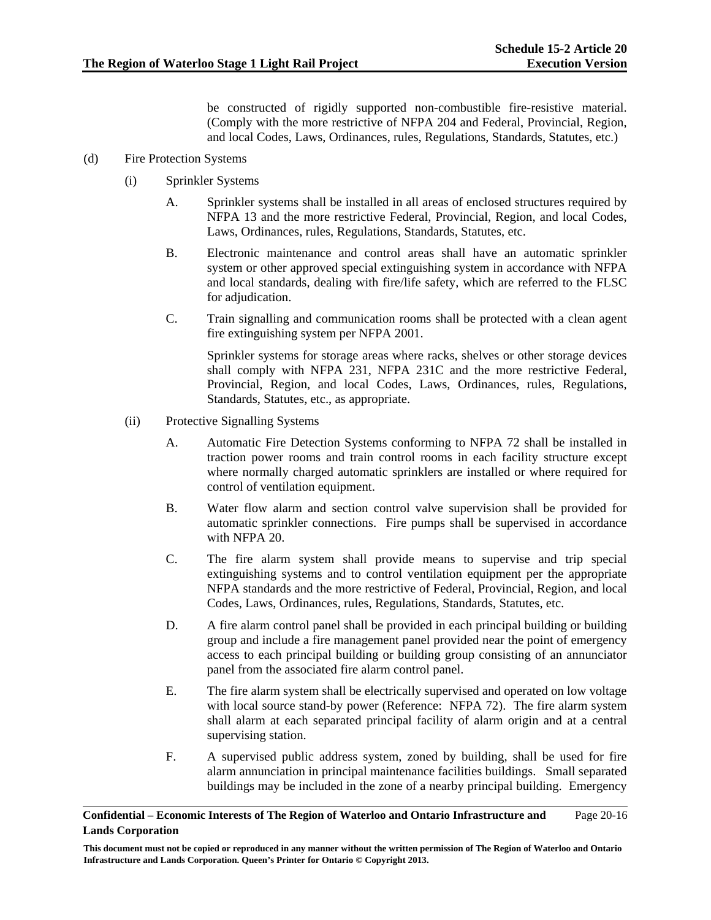be constructed of rigidly supported non-combustible fire-resistive material. (Comply with the more restrictive of NFPA 204 and Federal, Provincial, Region, and local Codes, Laws, Ordinances, rules, Regulations, Standards, Statutes, etc.)

(d) Fire Protection Systems

(i) Sprinkler Systems

A. Sprinkler systems shall be installed in all areas of enclosed structures required by NFPA 13 and the more restrictive Federal, Provincial, Region, and local Codes, Laws, Ordinances, rules, Regulations, Standards, Statutes, etc.

B. Electronic maintenance and control areas shall have an automatic sprinkler system or other approved special extinguishing system in accordance with NFPA and local standards, dealing with fire/life safety, which are referred to the FLSC for adjudication.

C. Train signalling and communication rooms shall be protected with a clean agent fire extinguishing system per NFPA 2001.

Sprinkler systems for storage areas where racks, shelves or other storage devices shall comply with NFPA 231, NFPA 231C and the more restrictive Federal, Provincial, Region, and local Codes, Laws, Ordinances, rules, Regulations, Standards, Statutes, etc., as appropriate.

(ii) Protective Signalling Systems

A. Automatic Fire Detection Systems conforming to NFPA 72 shall be installed in traction power rooms and train control rooms in each facility structure except where normally charged automatic sprinklers are installed or where required for control of ventilation equipment.

B. Water flow alarm and section control valve supervision shall be provided for automatic sprinkler connections. Fire pumps shall be supervised in accordance with NFPA 20.

C. The fire alarm system shall provide means to supervise and trip special extinguishing systems and to control ventilation equipment per the appropriate NFPA standards and the more restrictive of Federal, Provincial, Region, and local Codes, Laws, Ordinances, rules, Regulations, Standards, Statutes, etc.

D. A fire alarm control panel shall be provided in each principal building or building group and include a fire management panel provided near the point of emergency access to each principal building or building group consisting of an annunciator panel from the associated fire alarm control panel.

E. The fire alarm system shall be electrically supervised and operated on low voltage with local source stand-by power (Reference: NFPA 72). The fire alarm system shall alarm at each separated principal facility of alarm origin and at a central supervising station.

F. A supervised public address system, zoned by building, shall be used for fire alarm annunciation in principal maintenance facilities buildings. Small separated buildings may be included in the zone of a nearby principal building. Emergency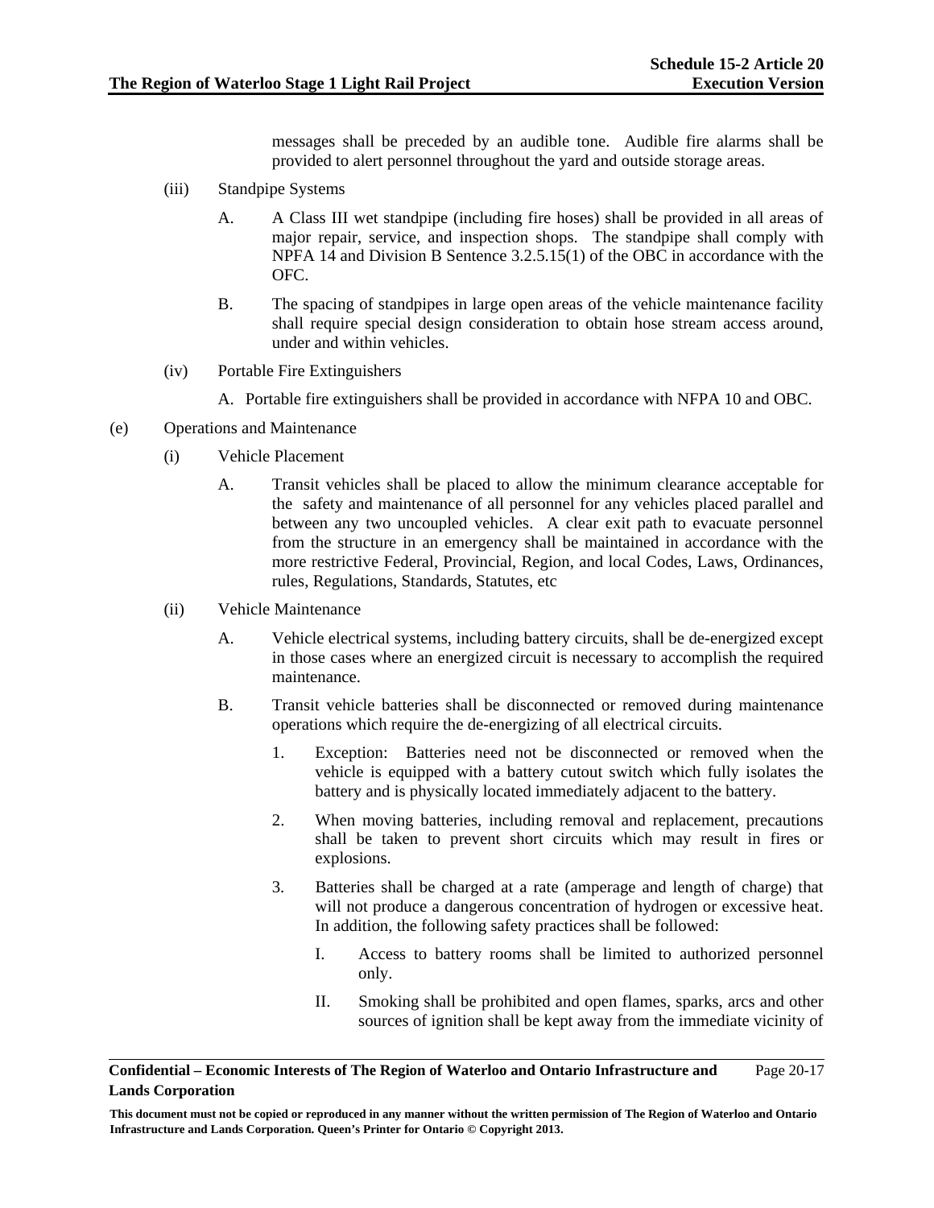messages shall be preceded by an audible tone. Audible fire alarms shall be provided to alert personnel throughout the yard and outside storage areas.

(iii) Standpipe Systems

A. A Class III wet standpipe (including fire hoses) shall be provided in all areas of major repair, service, and inspection shops. The standpipe shall comply with NPFA 14 and Division B Sentence 3.2.5.15(1) of the OBC in accordance with the OFC.

B. The spacing of standpipes in large open areas of the vehicle maintenance facility shall require special design consideration to obtain hose stream access around, under and within vehicles.

(iv) Portable Fire Extinguishers

A. Portable fire extinguishers shall be provided in accordance with NFPA 10 and OBC.

(e) Operations and Maintenance

(i) Vehicle Placement

A. Transit vehicles shall be placed to allow the minimum clearance acceptable for the safety and maintenance of all personnel for any vehicles placed parallel and between any two uncoupled vehicles. A clear exit path to evacuate personnel from the structure in an emergency shall be maintained in accordance with the more restrictive Federal, Provincial, Region, and local Codes, Laws, Ordinances, rules, Regulations, Standards, Statutes, etc

(ii) Vehicle Maintenance

A. Vehicle electrical systems, including battery circuits, shall be de-energized except in those cases where an energized circuit is necessary to accomplish the required maintenance.

B. Transit vehicle batteries shall be disconnected or removed during maintenance operations which require the de-energizing of all electrical circuits.

1. Exception: Batteries need not be disconnected or removed when the vehicle is equipped with a battery cutout switch which fully isolates the battery and is physically located immediately adjacent to the battery.

2. When moving batteries, including removal and replacement, precautions shall be taken to prevent short circuits which may result in fires or explosions.

3. Batteries shall be charged at a rate (amperage and length of charge) that will not produce a dangerous concentration of hydrogen or excessive heat. In addition, the following safety practices shall be followed:

I. Access to battery rooms shall be limited to authorized personnel only.

II. Smoking shall be prohibited and open flames, sparks, arcs and other sources of ignition shall be kept away from the immediate vicinity of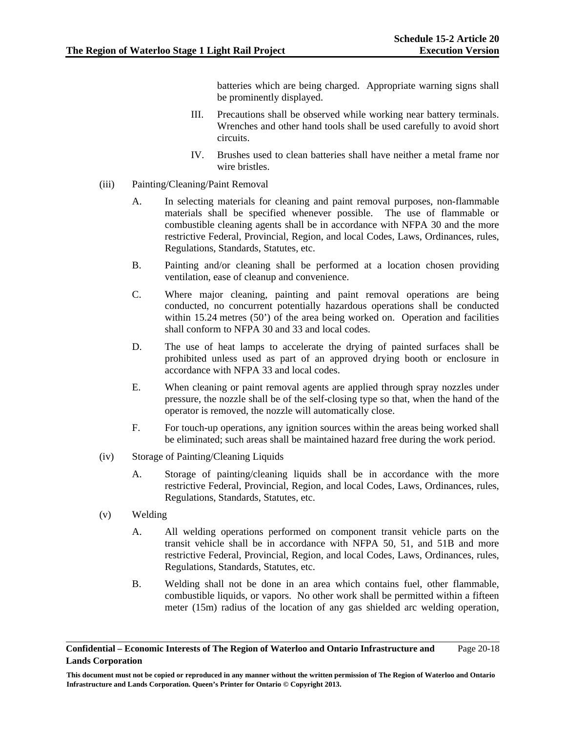batteries which are being charged. Appropriate warning signs shall be prominently displayed.

III. Precautions shall be observed while working near battery terminals. Wrenches and other hand tools shall be used carefully to avoid short circuits.

IV. Brushes used to clean batteries shall have neither a metal frame nor wire bristles.

(iii) Painting/Cleaning/Paint Removal

A. In selecting materials for cleaning and paint removal purposes, non-flammable materials shall be specified whenever possible. The use of flammable or combustible cleaning agents shall be in accordance with NFPA 30 and the more restrictive Federal, Provincial, Region, and local Codes, Laws, Ordinances, rules, Regulations, Standards, Statutes, etc.

B. Painting and/or cleaning shall be performed at a location chosen providing ventilation, ease of cleanup and convenience.

C. Where major cleaning, painting and paint removal operations are being conducted, no concurrent potentially hazardous operations shall be conducted within 15.24 metres (50') of the area being worked on. Operation and facilities shall conform to NFPA 30 and 33 and local codes.

D. The use of heat lamps to accelerate the drying of painted surfaces shall be prohibited unless used as part of an approved drying booth or enclosure in accordance with NFPA 33 and local codes.

E. When cleaning or paint removal agents are applied through spray nozzles under pressure, the nozzle shall be of the self-closing type so that, when the hand of the operator is removed, the nozzle will automatically close.

F. For touch-up operations, any ignition sources within the areas being worked shall be eliminated; such areas shall be maintained hazard free during the work period.

(iv) Storage of Painting/Cleaning Liquids

A. Storage of painting/cleaning liquids shall be in accordance with the more restrictive Federal, Provincial, Region, and local Codes, Laws, Ordinances, rules, Regulations, Standards, Statutes, etc.

(v) Welding

A. All welding operations performed on component transit vehicle parts on the transit vehicle shall be in accordance with NFPA 50, 51, and 51B and more restrictive Federal, Provincial, Region, and local Codes, Laws, Ordinances, rules, Regulations, Standards, Statutes, etc.

B. Welding shall not be done in an area which contains fuel, other flammable, combustible liquids, or vapors. No other work shall be permitted within a fifteen meter (15m) radius of the location of any gas shielded arc welding operation,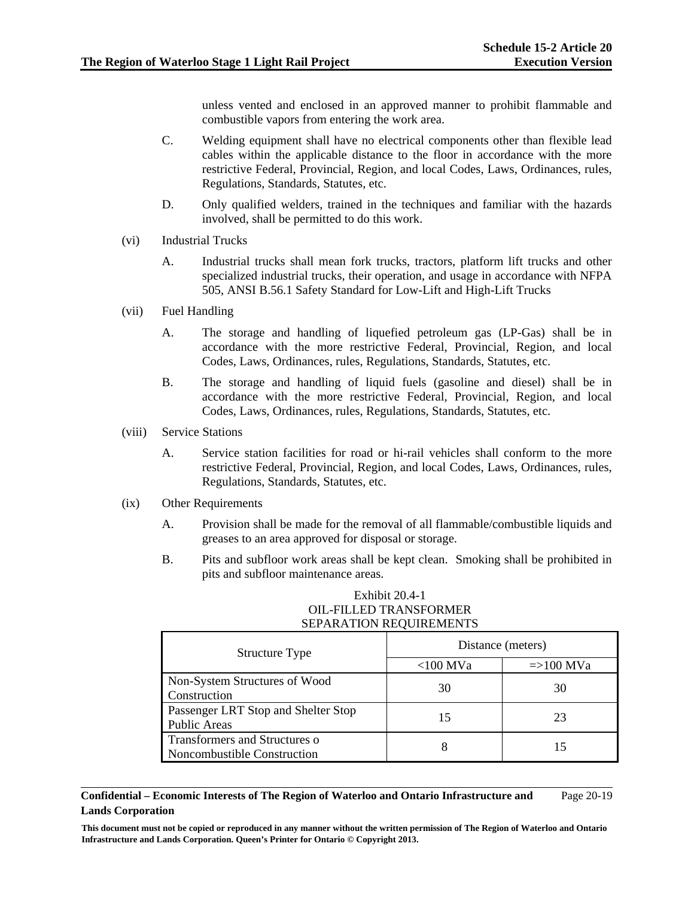unless vented and enclosed in an approved manner to prohibit flammable and combustible vapors from entering the work area.

C. Welding equipment shall have no electrical components other than flexible lead cables within the applicable distance to the floor in accordance with the more restrictive Federal, Provincial, Region, and local Codes, Laws, Ordinances, rules, Regulations, Standards, Statutes, etc.

D. Only qualified welders, trained in the techniques and familiar with the hazards involved, shall be permitted to do this work.

(vi) Industrial Trucks

A. Industrial trucks shall mean fork trucks, tractors, platform lift trucks and other specialized industrial trucks, their operation, and usage in accordance with NFPA 505, ANSI B.56.1 Safety Standard for Low-Lift and High-Lift Trucks

(vii) Fuel Handling

A. The storage and handling of liquefied petroleum gas (LP-Gas) shall be in accordance with the more restrictive Federal, Provincial, Region, and local Codes, Laws, Ordinances, rules, Regulations, Standards, Statutes, etc.

B. The storage and handling of liquid fuels (gasoline and diesel) shall be in accordance with the more restrictive Federal, Provincial, Region, and local Codes, Laws, Ordinances, rules, Regulations, Standards, Statutes, etc.

(viii) Service Stations

A. Service station facilities for road or hi-rail vehicles shall conform to the more restrictive Federal, Provincial, Region, and local Codes, Laws, Ordinances, rules, Regulations, Standards, Statutes, etc.

(ix) Other Requirements

A. Provision shall be made for the removal of all flammable/combustible liquids and greases to an area approved for disposal or storage.

B. Pits and subfloor work areas shall be kept clean. Smoking shall be prohibited in pits and subfloor maintenance areas.

Exhibit 20.4-1
OIL-FILLED TRANSFORMER
SEPARATION REQUIREMENTS

| Structure Type | Distance (meters) | |
|---|---|---|
| | <100 MVa | =>100 MVa |
| Non-System Structures of Wood Construction | 30 | 30 |
| Passenger LRT Stop and Shelter Stop Public Areas | 15 | 23 |
| Transformers and Structures o Noncombustible Construction | 8 | 15 |

**Confidential – Economic Interests of The Region of Waterloo and Ontario Infrastructure and Lands Corporation**

**This document must not be copied or reproduced in any manner without the written permission of The Region of Waterloo and Ontario Infrastructure and Lands Corporation. Queen's Printer for Ontario © Copyright 2013.**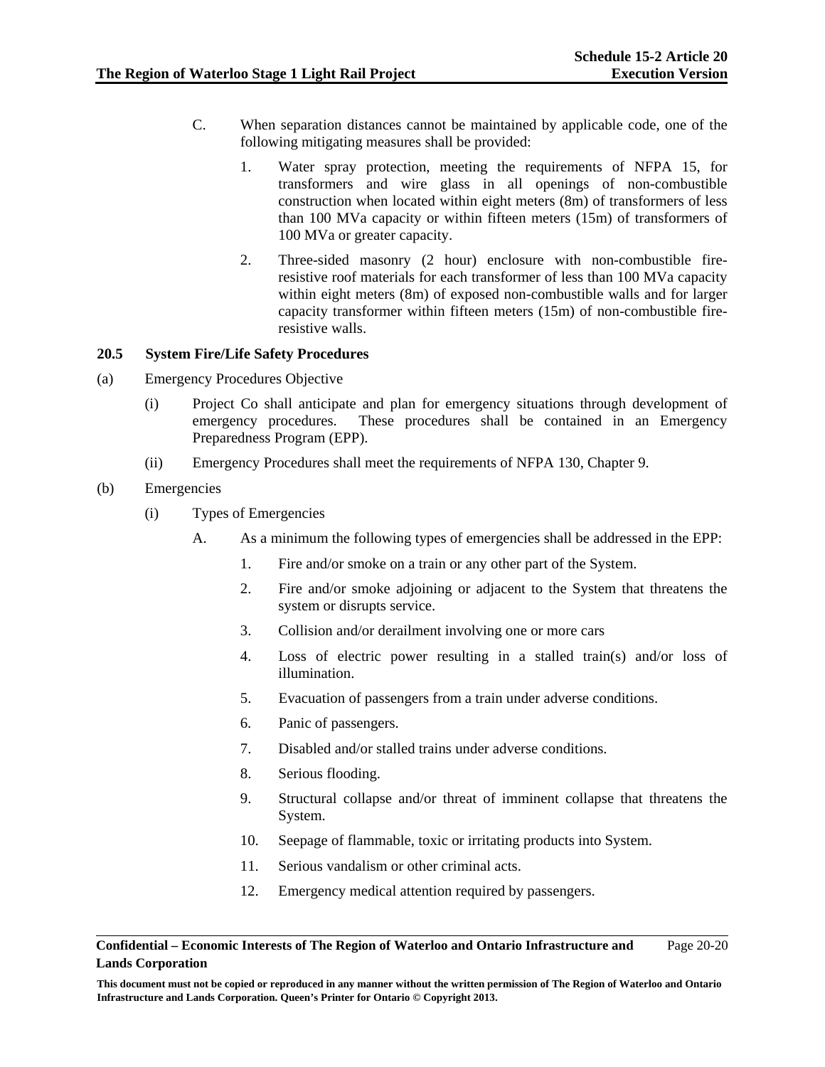C. When separation distances cannot be maintained by applicable code, one of the following mitigating measures shall be provided:

1. Water spray protection, meeting the requirements of NFPA 15, for transformers and wire glass in all openings of non-combustible construction when located within eight meters (8m) of transformers of less than 100 MVa capacity or within fifteen meters (15m) of transformers of 100 MVa or greater capacity.

2. Three-sided masonry (2 hour) enclosure with non-combustible fire-resistive roof materials for each transformer of less than 100 MVa capacity within eight meters (8m) of exposed non-combustible walls and for larger capacity transformer within fifteen meters (15m) of non-combustible fire-resistive walls.

### 20.5 System Fire/Life Safety Procedures

(a) Emergency Procedures Objective

(i) Project Co shall anticipate and plan for emergency situations through development of emergency procedures. These procedures shall be contained in an Emergency Preparedness Program (EPP).

(ii) Emergency Procedures shall meet the requirements of NFPA 130, Chapter 9.

(b) Emergencies

(i) Types of Emergencies

A. As a minimum the following types of emergencies shall be addressed in the EPP:

1. Fire and/or smoke on a train or any other part of the System.
2. Fire and/or smoke adjoining or adjacent to the System that threatens the system or disrupts service.
3. Collision and/or derailment involving one or more cars
4. Loss of electric power resulting in a stalled train(s) and/or loss of illumination.
5. Evacuation of passengers from a train under adverse conditions.
6. Panic of passengers.
7. Disabled and/or stalled trains under adverse conditions.
8. Serious flooding.
9. Structural collapse and/or threat of imminent collapse that threatens the System.
10. Seepage of flammable, toxic or irritating products into System.
11. Serious vandalism or other criminal acts.
12. Emergency medical attention required by passengers.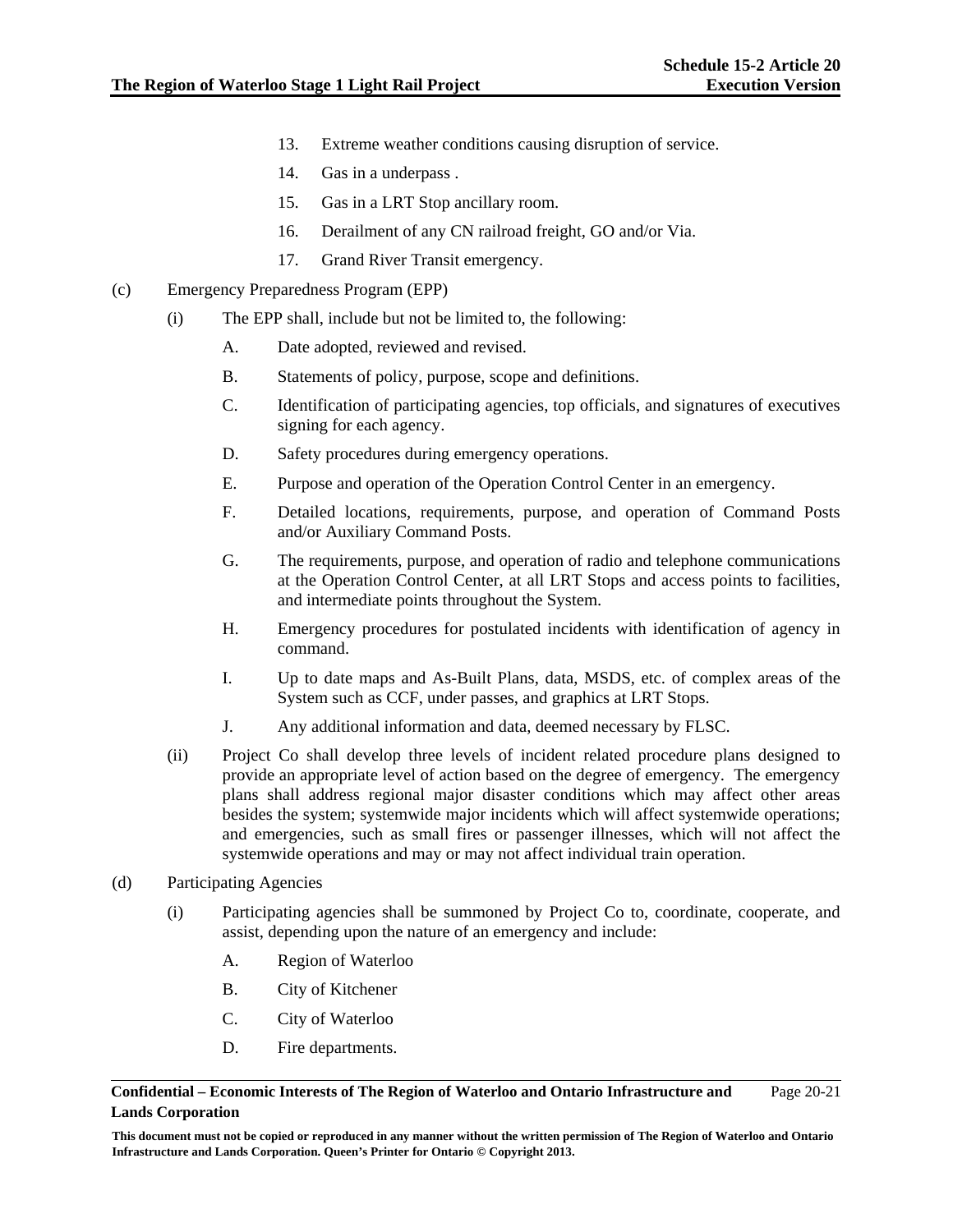13. Extreme weather conditions causing disruption of service.

14. Gas in a underpass .

15. Gas in a LRT Stop ancillary room.

16. Derailment of any CN railroad freight, GO and/or Via.

17. Grand River Transit emergency.

(c) Emergency Preparedness Program (EPP)

(i) The EPP shall, include but not be limited to, the following:

A. Date adopted, reviewed and revised.

B. Statements of policy, purpose, scope and definitions.

C. Identification of participating agencies, top officials, and signatures of executives signing for each agency.

D. Safety procedures during emergency operations.

E. Purpose and operation of the Operation Control Center in an emergency.

F. Detailed locations, requirements, purpose, and operation of Command Posts and/or Auxiliary Command Posts.

G. The requirements, purpose, and operation of radio and telephone communications at the Operation Control Center, at all LRT Stops and access points to facilities, and intermediate points throughout the System.

H. Emergency procedures for postulated incidents with identification of agency in command.

I. Up to date maps and As-Built Plans, data, MSDS, etc. of complex areas of the System such as CCF, under passes, and graphics at LRT Stops.

J. Any additional information and data, deemed necessary by FLSC.

(ii) Project Co shall develop three levels of incident related procedure plans designed to provide an appropriate level of action based on the degree of emergency. The emergency plans shall address regional major disaster conditions which may affect other areas besides the system; systemwide major incidents which will affect systemwide operations; and emergencies, such as small fires or passenger illnesses, which will not affect the systemwide operations and may or may not affect individual train operation.

(d) Participating Agencies

(i) Participating agencies shall be summoned by Project Co to, coordinate, cooperate, and assist, depending upon the nature of an emergency and include:

A. Region of Waterloo

B. City of Kitchener

C. City of Waterloo

D. Fire departments.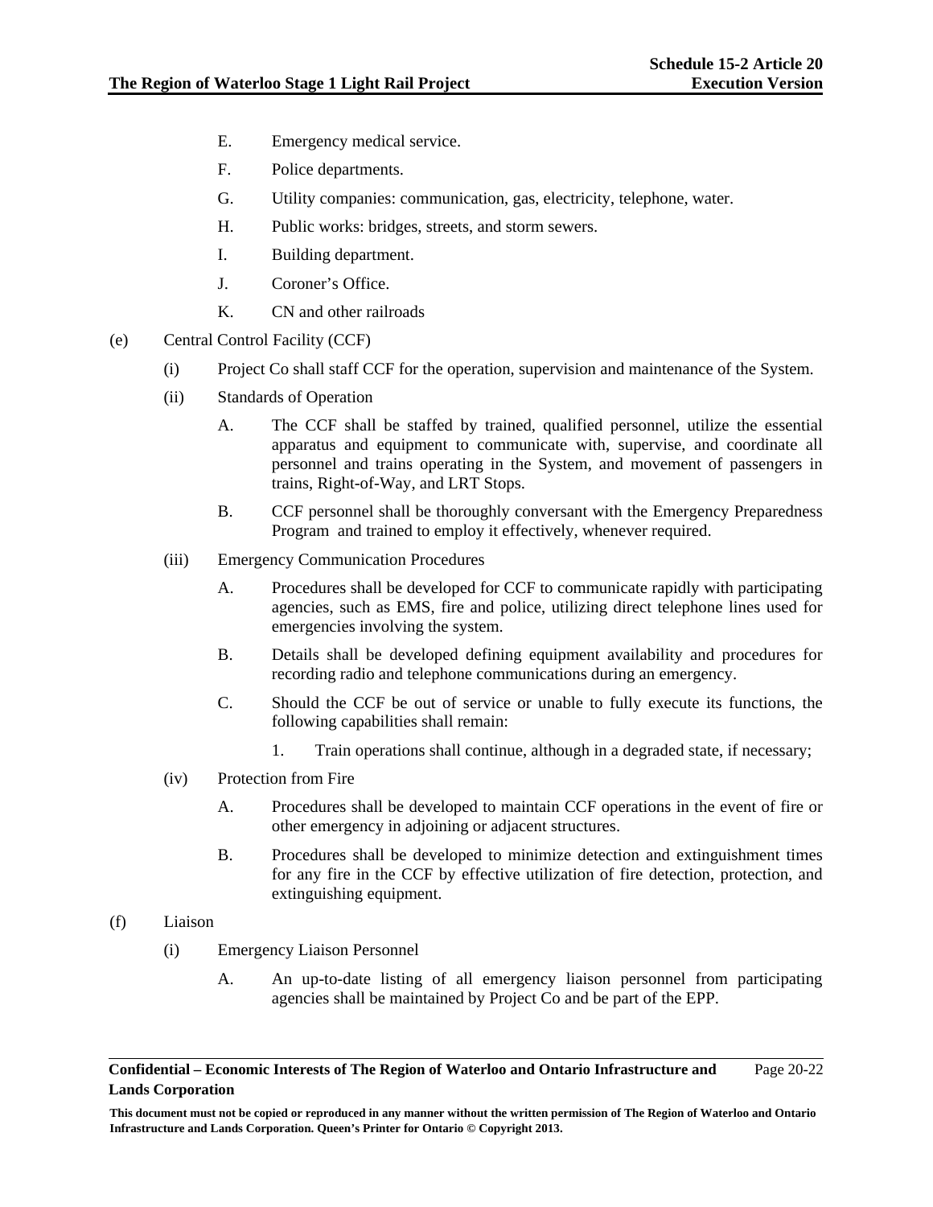E. Emergency medical service.

F. Police departments.

G. Utility companies: communication, gas, electricity, telephone, water.

H. Public works: bridges, streets, and storm sewers.

I. Building department.

J. Coroner's Office.

K. CN and other railroads

(e) Central Control Facility (CCF)

(i) Project Co shall staff CCF for the operation, supervision and maintenance of the System.

(ii) Standards of Operation

A. The CCF shall be staffed by trained, qualified personnel, utilize the essential apparatus and equipment to communicate with, supervise, and coordinate all personnel and trains operating in the System, and movement of passengers in trains, Right-of-Way, and LRT Stops.

B. CCF personnel shall be thoroughly conversant with the Emergency Preparedness Program and trained to employ it effectively, whenever required.

(iii) Emergency Communication Procedures

A. Procedures shall be developed for CCF to communicate rapidly with participating agencies, such as EMS, fire and police, utilizing direct telephone lines used for emergencies involving the system.

B. Details shall be developed defining equipment availability and procedures for recording radio and telephone communications during an emergency.

C. Should the CCF be out of service or unable to fully execute its functions, the following capabilities shall remain:

1. Train operations shall continue, although in a degraded state, if necessary;

(iv) Protection from Fire

A. Procedures shall be developed to maintain CCF operations in the event of fire or other emergency in adjoining or adjacent structures.

B. Procedures shall be developed to minimize detection and extinguishment times for any fire in the CCF by effective utilization of fire detection, protection, and extinguishing equipment.

(f) Liaison

(i) Emergency Liaison Personnel

A. An up-to-date listing of all emergency liaison personnel from participating agencies shall be maintained by Project Co and be part of the EPP.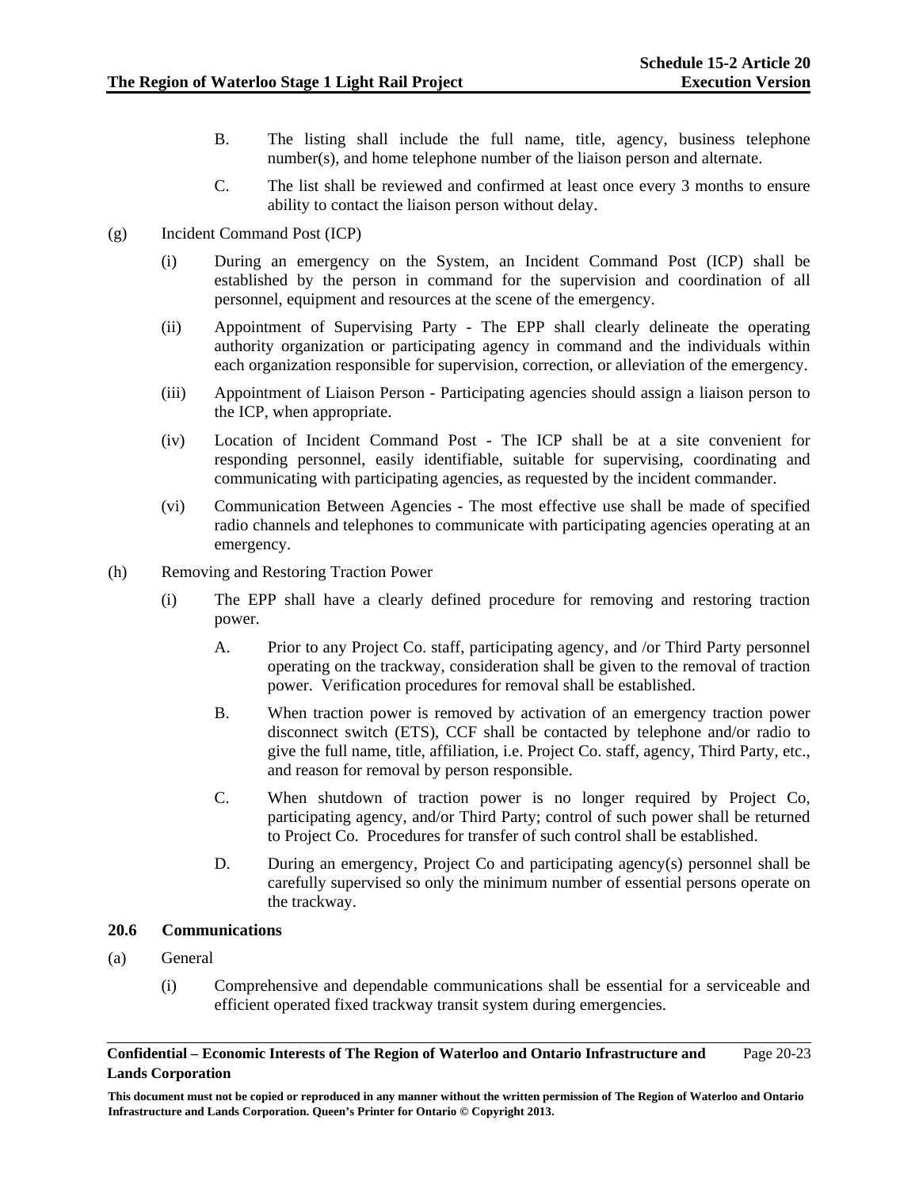B. The listing shall include the full name, title, agency, business telephone number(s), and home telephone number of the liaison person and alternate.

C. The list shall be reviewed and confirmed at least once every 3 months to ensure ability to contact the liaison person without delay.

(g) Incident Command Post (ICP)

(i) During an emergency on the System, an Incident Command Post (ICP) shall be established by the person in command for the supervision and coordination of all personnel, equipment and resources at the scene of the emergency.

(ii) Appointment of Supervising Party - The EPP shall clearly delineate the operating authority organization or participating agency in command and the individuals within each organization responsible for supervision, correction, or alleviation of the emergency.

(iii) Appointment of Liaison Person - Participating agencies should assign a liaison person to the ICP, when appropriate.

(iv) Location of Incident Command Post - The ICP shall be at a site convenient for responding personnel, easily identifiable, suitable for supervising, coordinating and communicating with participating agencies, as requested by the incident commander.

(vi) Communication Between Agencies - The most effective use shall be made of specified radio channels and telephones to communicate with participating agencies operating at an emergency.

(h) Removing and Restoring Traction Power

(i) The EPP shall have a clearly defined procedure for removing and restoring traction power.

A. Prior to any Project Co. staff, participating agency, and /or Third Party personnel operating on the trackway, consideration shall be given to the removal of traction power. Verification procedures for removal shall be established.

B. When traction power is removed by activation of an emergency traction power disconnect switch (ETS), CCF shall be contacted by telephone and/or radio to give the full name, title, affiliation, i.e. Project Co. staff, agency, Third Party, etc., and reason for removal by person responsible.

C. When shutdown of traction power is no longer required by Project Co, participating agency, and/or Third Party; control of such power shall be returned to Project Co. Procedures for transfer of such control shall be established.

D. During an emergency, Project Co and participating agency(s) personnel shall be carefully supervised so only the minimum number of essential persons operate on the trackway.

### 20.6 Communications

(a) General

(i) Comprehensive and dependable communications shall be essential for a serviceable and efficient operated fixed trackway transit system during emergencies.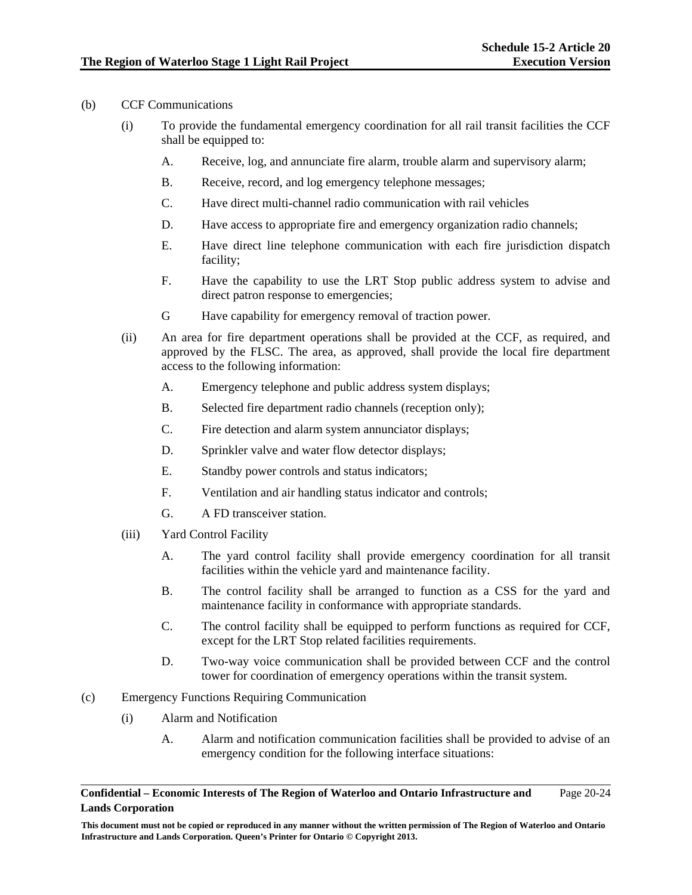(b) CCF Communications

(i) To provide the fundamental emergency coordination for all rail transit facilities the CCF shall be equipped to:

A. Receive, log, and annunciate fire alarm, trouble alarm and supervisory alarm;

B. Receive, record, and log emergency telephone messages;

C. Have direct multi-channel radio communication with rail vehicles

D. Have access to appropriate fire and emergency organization radio channels;

E. Have direct line telephone communication with each fire jurisdiction dispatch facility;

F. Have the capability to use the LRT Stop public address system to advise and direct patron response to emergencies;

G Have capability for emergency removal of traction power.

(ii) An area for fire department operations shall be provided at the CCF, as required, and approved by the FLSC. The area, as approved, shall provide the local fire department access to the following information:

A. Emergency telephone and public address system displays;

B. Selected fire department radio channels (reception only);

C. Fire detection and alarm system annunciator displays;

D. Sprinkler valve and water flow detector displays;

E. Standby power controls and status indicators;

F. Ventilation and air handling status indicator and controls;

G. A FD transceiver station.

(iii) Yard Control Facility

A. The yard control facility shall provide emergency coordination for all transit facilities within the vehicle yard and maintenance facility.

B. The control facility shall be arranged to function as a CSS for the yard and maintenance facility in conformance with appropriate standards.

C. The control facility shall be equipped to perform functions as required for CCF, except for the LRT Stop related facilities requirements.

D. Two-way voice communication shall be provided between CCF and the control tower for coordination of emergency operations within the transit system.

(c) Emergency Functions Requiring Communication

(i) Alarm and Notification

A. Alarm and notification communication facilities shall be provided to advise of an emergency condition for the following interface situations: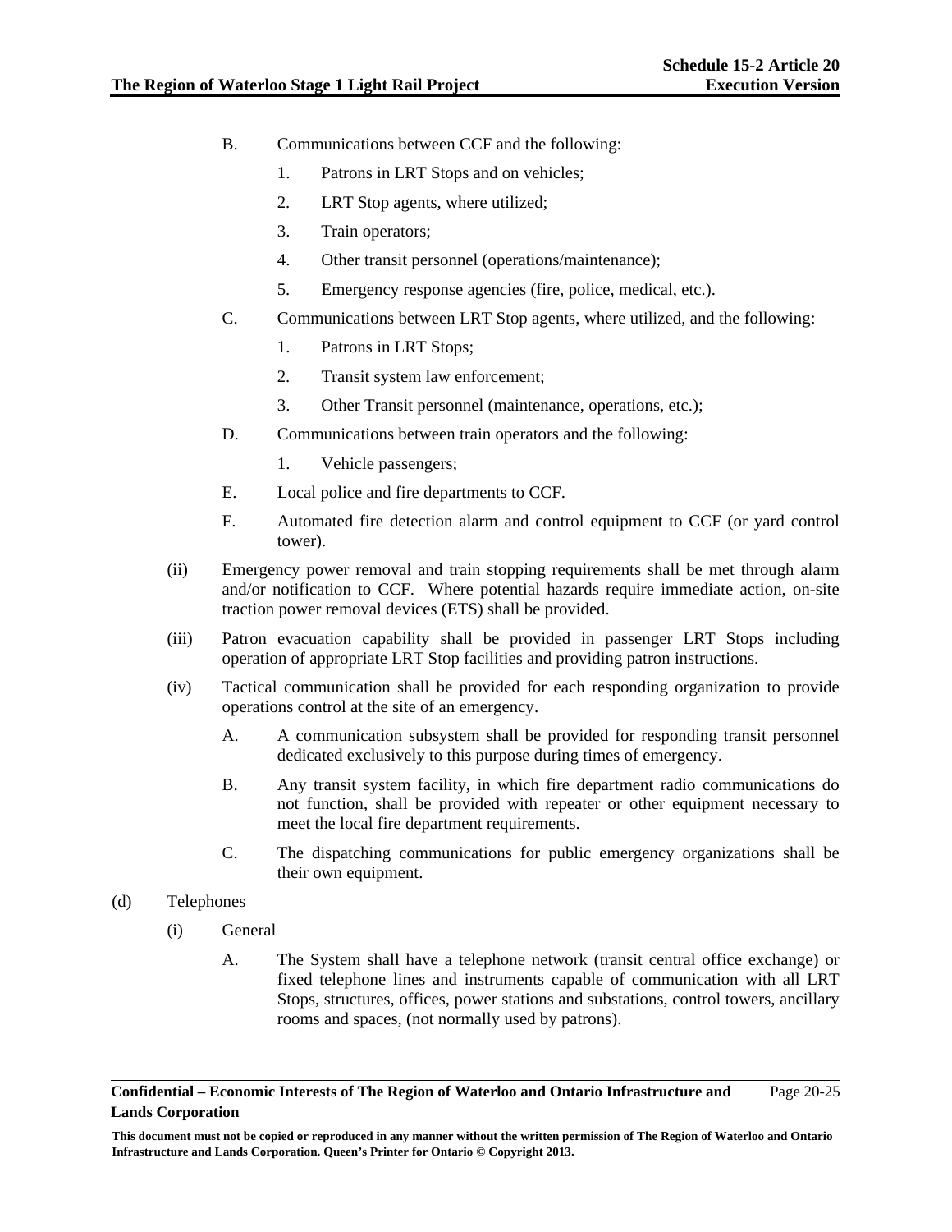B. Communications between CCF and the following:

1. Patrons in LRT Stops and on vehicles;
2. LRT Stop agents, where utilized;
3. Train operators;
4. Other transit personnel (operations/maintenance);
5. Emergency response agencies (fire, police, medical, etc.).

C. Communications between LRT Stop agents, where utilized, and the following:

1. Patrons in LRT Stops;
2. Transit system law enforcement;
3. Other Transit personnel (maintenance, operations, etc.);

D. Communications between train operators and the following:

1. Vehicle passengers;

E. Local police and fire departments to CCF.

F. Automated fire detection alarm and control equipment to CCF (or yard control tower).

(ii) Emergency power removal and train stopping requirements shall be met through alarm and/or notification to CCF. Where potential hazards require immediate action, on-site traction power removal devices (ETS) shall be provided.

(iii) Patron evacuation capability shall be provided in passenger LRT Stops including operation of appropriate LRT Stop facilities and providing patron instructions.

(iv) Tactical communication shall be provided for each responding organization to provide operations control at the site of an emergency.

A. A communication subsystem shall be provided for responding transit personnel dedicated exclusively to this purpose during times of emergency.

B. Any transit system facility, in which fire department radio communications do not function, shall be provided with repeater or other equipment necessary to meet the local fire department requirements.

C. The dispatching communications for public emergency organizations shall be their own equipment.

(d) Telephones

(i) General

A. The System shall have a telephone network (transit central office exchange) or fixed telephone lines and instruments capable of communication with all LRT Stops, structures, offices, power stations and substations, control towers, ancillary rooms and spaces, (not normally used by patrons).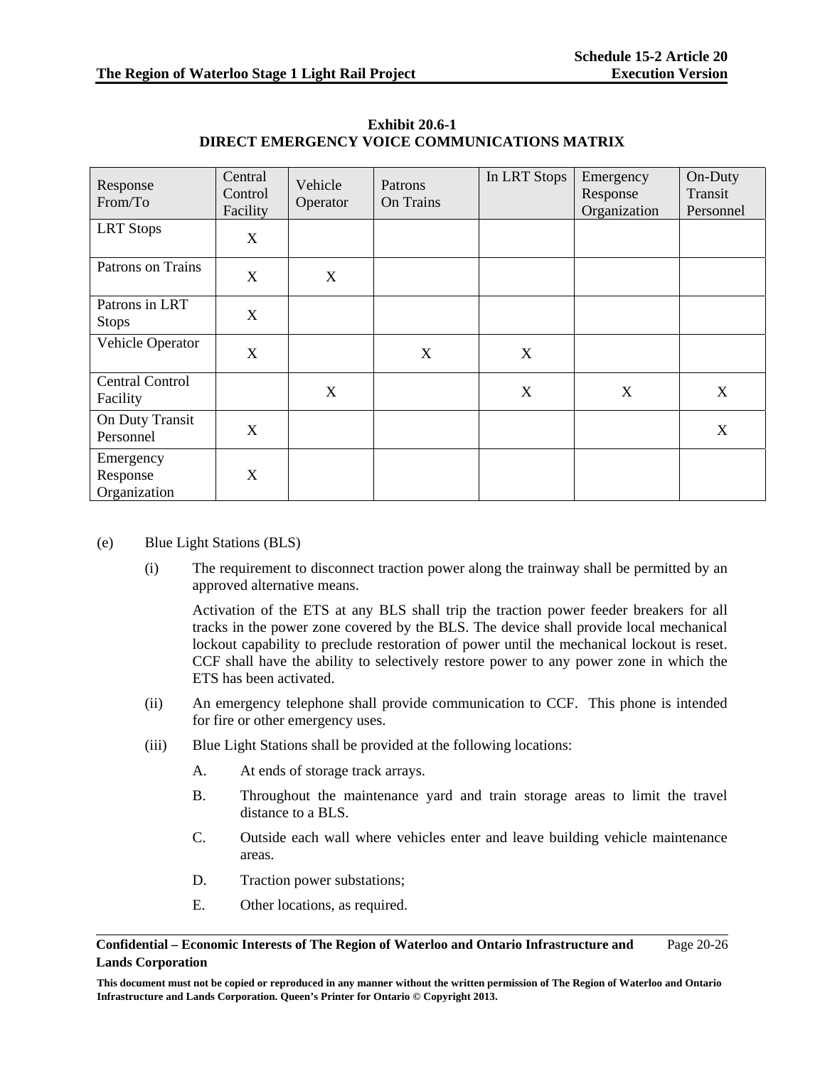**Exhibit 20.6-1**
**DIRECT EMERGENCY VOICE COMMUNICATIONS MATRIX**

| Response From/To | Central Control Facility | Vehicle Operator | Patrons On Trains | In LRT Stops | Emergency Response Organization | On-Duty Transit Personnel |
|---|---|---|---|---|---|---|
| LRT Stops | X | | | | | |
| Patrons on Trains | X | X | | | | |
| Patrons in LRT Stops | X | | | | | |
| Vehicle Operator | X | | X | X | | |
| Central Control Facility | | X | | X | X | X |
| On Duty Transit Personnel | X | | | | | X |
| Emergency Response Organization | X | | | | | |

(e) Blue Light Stations (BLS)

(i) The requirement to disconnect traction power along the trainway shall be permitted by an approved alternative means.

Activation of the ETS at any BLS shall trip the traction power feeder breakers for all tracks in the power zone covered by the BLS. The device shall provide local mechanical lockout capability to preclude restoration of power until the mechanical lockout is reset. CCF shall have the ability to selectively restore power to any power zone in which the ETS has been activated.

(ii) An emergency telephone shall provide communication to CCF. This phone is intended for fire or other emergency uses.

(iii) Blue Light Stations shall be provided at the following locations:

A. At ends of storage track arrays.

B. Throughout the maintenance yard and train storage areas to limit the travel distance to a BLS.

C. Outside each wall where vehicles enter and leave building vehicle maintenance areas.

D. Traction power substations;

E. Other locations, as required.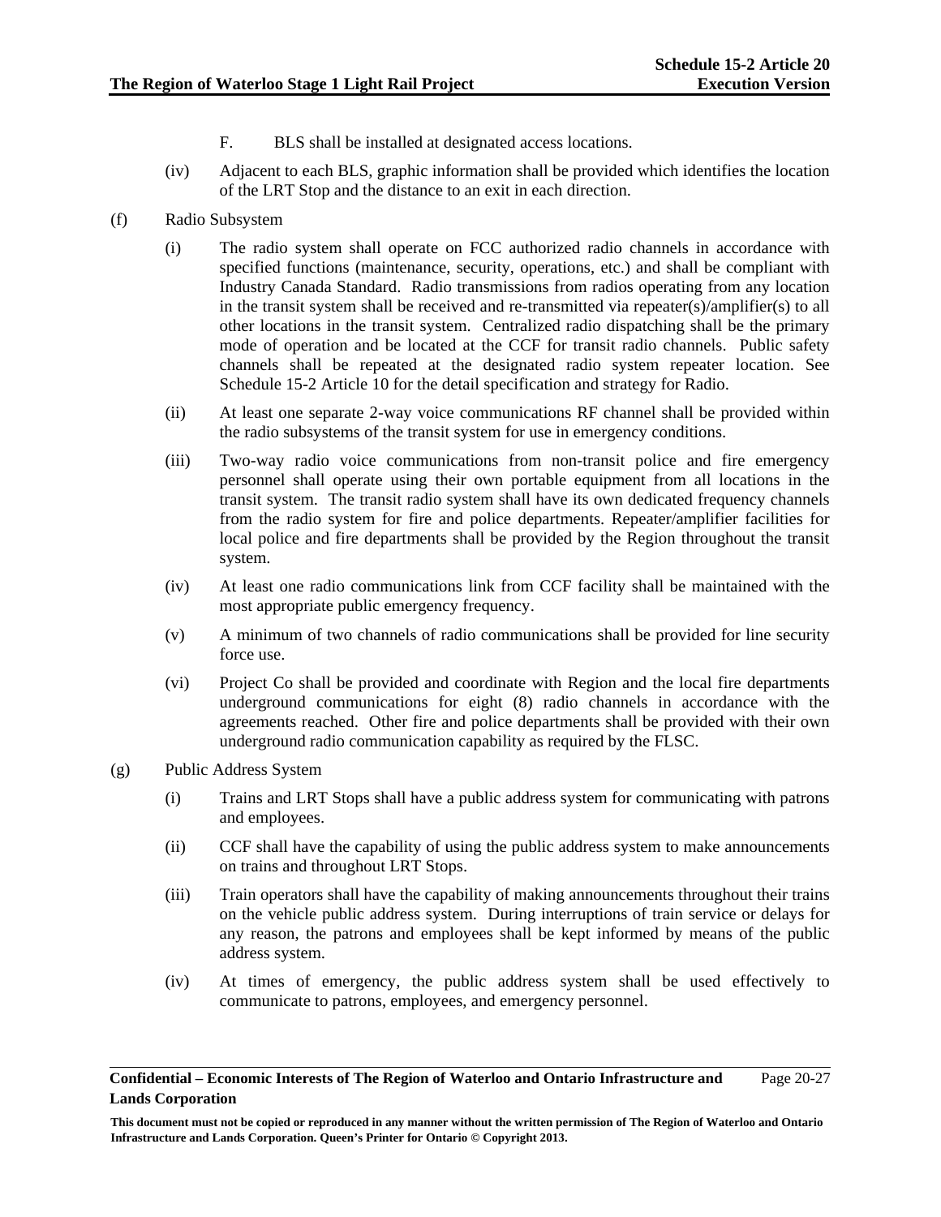F. BLS shall be installed at designated access locations.

(iv) Adjacent to each BLS, graphic information shall be provided which identifies the location of the LRT Stop and the distance to an exit in each direction.

(f) Radio Subsystem

(i) The radio system shall operate on FCC authorized radio channels in accordance with specified functions (maintenance, security, operations, etc.) and shall be compliant with Industry Canada Standard. Radio transmissions from radios operating from any location in the transit system shall be received and re-transmitted via repeater(s)/amplifier(s) to all other locations in the transit system. Centralized radio dispatching shall be the primary mode of operation and be located at the CCF for transit radio channels. Public safety channels shall be repeated at the designated radio system repeater location. See Schedule 15-2 Article 10 for the detail specification and strategy for Radio.

(ii) At least one separate 2-way voice communications RF channel shall be provided within the radio subsystems of the transit system for use in emergency conditions.

(iii) Two-way radio voice communications from non-transit police and fire emergency personnel shall operate using their own portable equipment from all locations in the transit system. The transit radio system shall have its own dedicated frequency channels from the radio system for fire and police departments. Repeater/amplifier facilities for local police and fire departments shall be provided by the Region throughout the transit system.

(iv) At least one radio communications link from CCF facility shall be maintained with the most appropriate public emergency frequency.

(v) A minimum of two channels of radio communications shall be provided for line security force use.

(vi) Project Co shall be provided and coordinate with Region and the local fire departments underground communications for eight (8) radio channels in accordance with the agreements reached. Other fire and police departments shall be provided with their own underground radio communication capability as required by the FLSC.

(g) Public Address System

(i) Trains and LRT Stops shall have a public address system for communicating with patrons and employees.

(ii) CCF shall have the capability of using the public address system to make announcements on trains and throughout LRT Stops.

(iii) Train operators shall have the capability of making announcements throughout their trains on the vehicle public address system. During interruptions of train service or delays for any reason, the patrons and employees shall be kept informed by means of the public address system.

(iv) At times of emergency, the public address system shall be used effectively to communicate to patrons, employees, and emergency personnel.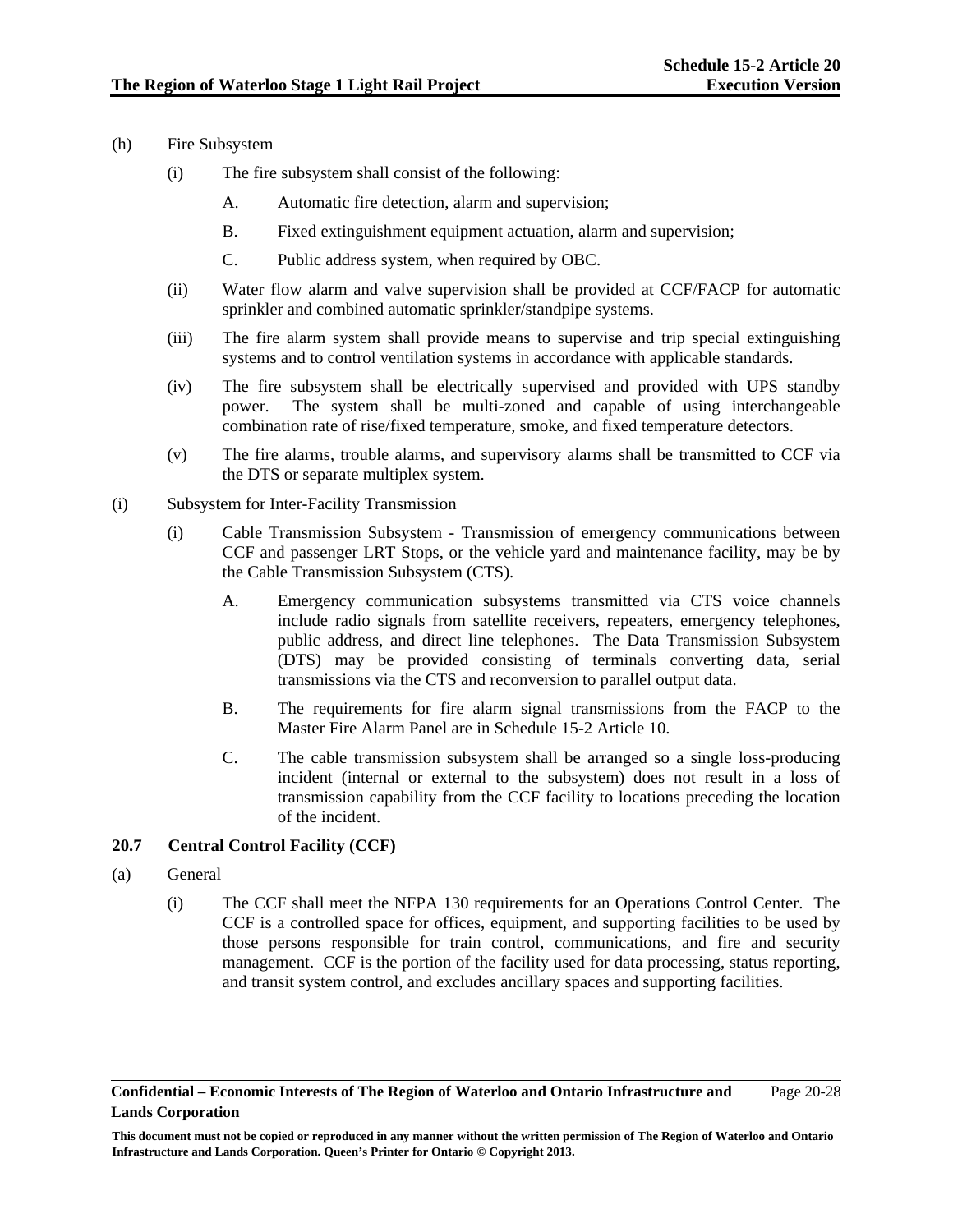(h) Fire Subsystem

(i) The fire subsystem shall consist of the following:

A. Automatic fire detection, alarm and supervision;

B. Fixed extinguishment equipment actuation, alarm and supervision;

C. Public address system, when required by OBC.

(ii) Water flow alarm and valve supervision shall be provided at CCF/FACP for automatic sprinkler and combined automatic sprinkler/standpipe systems.

(iii) The fire alarm system shall provide means to supervise and trip special extinguishing systems and to control ventilation systems in accordance with applicable standards.

(iv) The fire subsystem shall be electrically supervised and provided with UPS standby power. The system shall be multi-zoned and capable of using interchangeable combination rate of rise/fixed temperature, smoke, and fixed temperature detectors.

(v) The fire alarms, trouble alarms, and supervisory alarms shall be transmitted to CCF via the DTS or separate multiplex system.

(i) Subsystem for Inter-Facility Transmission

(i) Cable Transmission Subsystem - Transmission of emergency communications between CCF and passenger LRT Stops, or the vehicle yard and maintenance facility, may be by the Cable Transmission Subsystem (CTS).

A. Emergency communication subsystems transmitted via CTS voice channels include radio signals from satellite receivers, repeaters, emergency telephones, public address, and direct line telephones. The Data Transmission Subsystem (DTS) may be provided consisting of terminals converting data, serial transmissions via the CTS and reconversion to parallel output data.

B. The requirements for fire alarm signal transmissions from the FACP to the Master Fire Alarm Panel are in Schedule 15-2 Article 10.

C. The cable transmission subsystem shall be arranged so a single loss-producing incident (internal or external to the subsystem) does not result in a loss of transmission capability from the CCF facility to locations preceding the location of the incident.

## 20.7 Central Control Facility (CCF)

(a) General

(i) The CCF shall meet the NFPA 130 requirements for an Operations Control Center. The CCF is a controlled space for offices, equipment, and supporting facilities to be used by those persons responsible for train control, communications, and fire and security management. CCF is the portion of the facility used for data processing, status reporting, and transit system control, and excludes ancillary spaces and supporting facilities.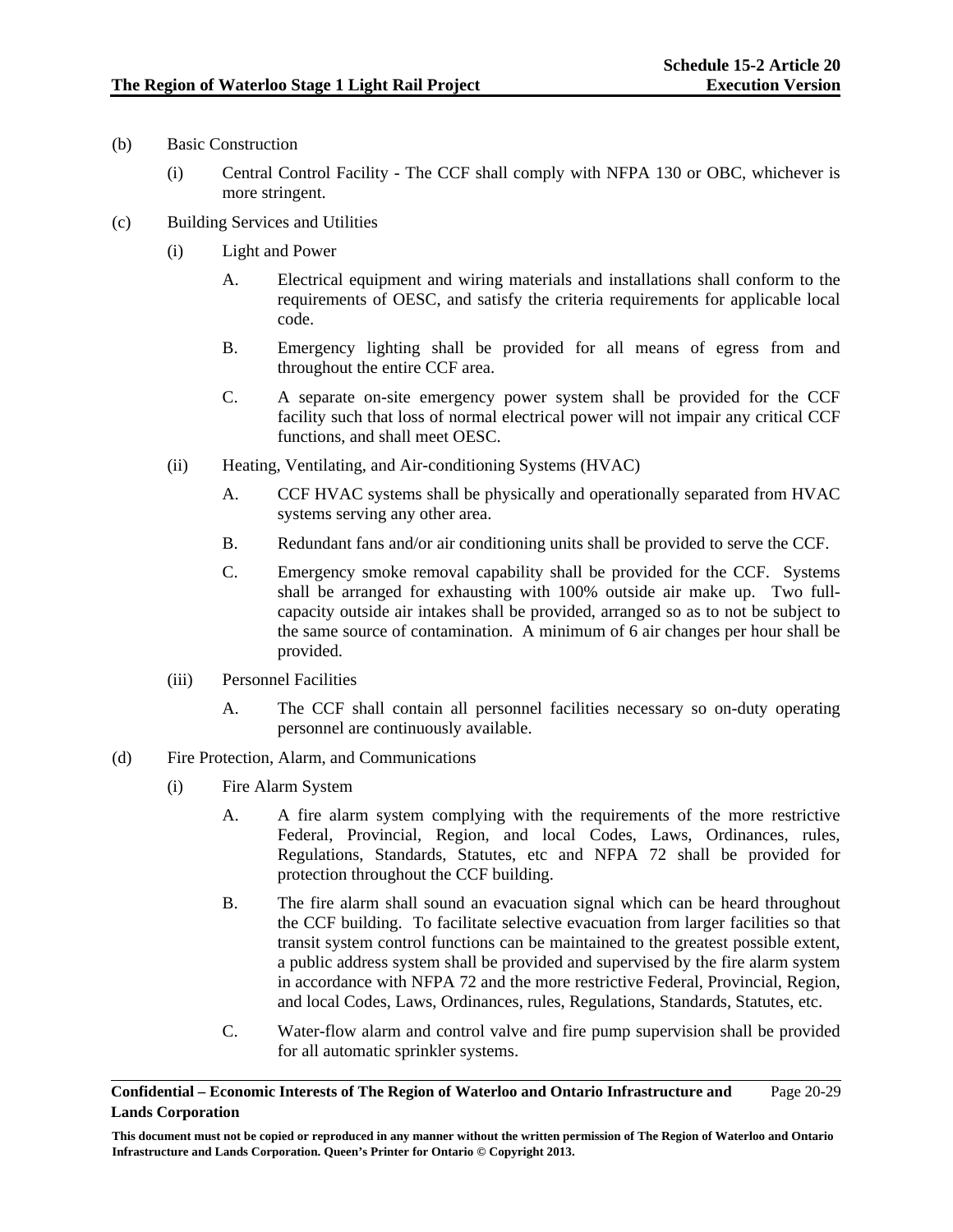(b) Basic Construction

(i) Central Control Facility - The CCF shall comply with NFPA 130 or OBC, whichever is more stringent.

(c) Building Services and Utilities

(i) Light and Power

A. Electrical equipment and wiring materials and installations shall conform to the requirements of OESC, and satisfy the criteria requirements for applicable local code.

B. Emergency lighting shall be provided for all means of egress from and throughout the entire CCF area.

C. A separate on-site emergency power system shall be provided for the CCF facility such that loss of normal electrical power will not impair any critical CCF functions, and shall meet OESC.

(ii) Heating, Ventilating, and Air-conditioning Systems (HVAC)

A. CCF HVAC systems shall be physically and operationally separated from HVAC systems serving any other area.

B. Redundant fans and/or air conditioning units shall be provided to serve the CCF.

C. Emergency smoke removal capability shall be provided for the CCF. Systems shall be arranged for exhausting with 100% outside air make up. Two full-capacity outside air intakes shall be provided, arranged so as to not be subject to the same source of contamination. A minimum of 6 air changes per hour shall be provided.

(iii) Personnel Facilities

A. The CCF shall contain all personnel facilities necessary so on-duty operating personnel are continuously available.

(d) Fire Protection, Alarm, and Communications

(i) Fire Alarm System

A. A fire alarm system complying with the requirements of the more restrictive Federal, Provincial, Region, and local Codes, Laws, Ordinances, rules, Regulations, Standards, Statutes, etc and NFPA 72 shall be provided for protection throughout the CCF building.

B. The fire alarm shall sound an evacuation signal which can be heard throughout the CCF building. To facilitate selective evacuation from larger facilities so that transit system control functions can be maintained to the greatest possible extent, a public address system shall be provided and supervised by the fire alarm system in accordance with NFPA 72 and the more restrictive Federal, Provincial, Region, and local Codes, Laws, Ordinances, rules, Regulations, Standards, Statutes, etc.

C. Water-flow alarm and control valve and fire pump supervision shall be provided for all automatic sprinkler systems.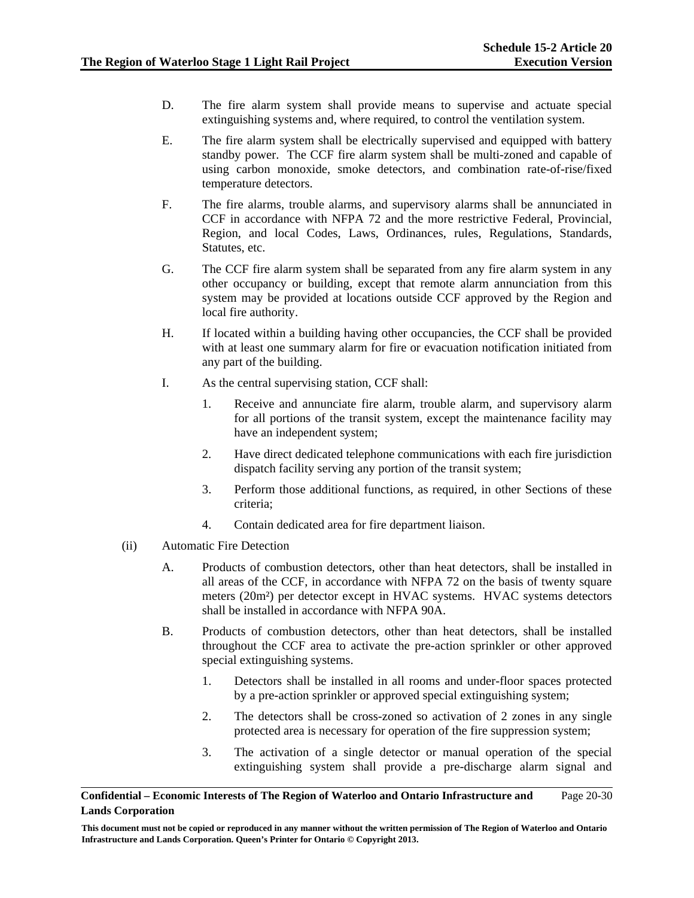D. The fire alarm system shall provide means to supervise and actuate special extinguishing systems and, where required, to control the ventilation system.

E. The fire alarm system shall be electrically supervised and equipped with battery standby power. The CCF fire alarm system shall be multi-zoned and capable of using carbon monoxide, smoke detectors, and combination rate-of-rise/fixed temperature detectors.

F. The fire alarms, trouble alarms, and supervisory alarms shall be annunciated in CCF in accordance with NFPA 72 and the more restrictive Federal, Provincial, Region, and local Codes, Laws, Ordinances, rules, Regulations, Standards, Statutes, etc.

G. The CCF fire alarm system shall be separated from any fire alarm system in any other occupancy or building, except that remote alarm annunciation from this system may be provided at locations outside CCF approved by the Region and local fire authority.

H. If located within a building having other occupancies, the CCF shall be provided with at least one summary alarm for fire or evacuation notification initiated from any part of the building.

I. As the central supervising station, CCF shall:

1. Receive and annunciate fire alarm, trouble alarm, and supervisory alarm for all portions of the transit system, except the maintenance facility may have an independent system;
2. Have direct dedicated telephone communications with each fire jurisdiction dispatch facility serving any portion of the transit system;
3. Perform those additional functions, as required, in other Sections of these criteria;
4. Contain dedicated area for fire department liaison.

(ii) Automatic Fire Detection

A. Products of combustion detectors, other than heat detectors, shall be installed in all areas of the CCF, in accordance with NFPA 72 on the basis of twenty square meters (20m²) per detector except in HVAC systems. HVAC systems detectors shall be installed in accordance with NFPA 90A.

B. Products of combustion detectors, other than heat detectors, shall be installed throughout the CCF area to activate the pre-action sprinkler or other approved special extinguishing systems.

1. Detectors shall be installed in all rooms and under-floor spaces protected by a pre-action sprinkler or approved special extinguishing system;
2. The detectors shall be cross-zoned so activation of 2 zones in any single protected area is necessary for operation of the fire suppression system;
3. The activation of a single detector or manual operation of the special extinguishing system shall provide a pre-discharge alarm signal and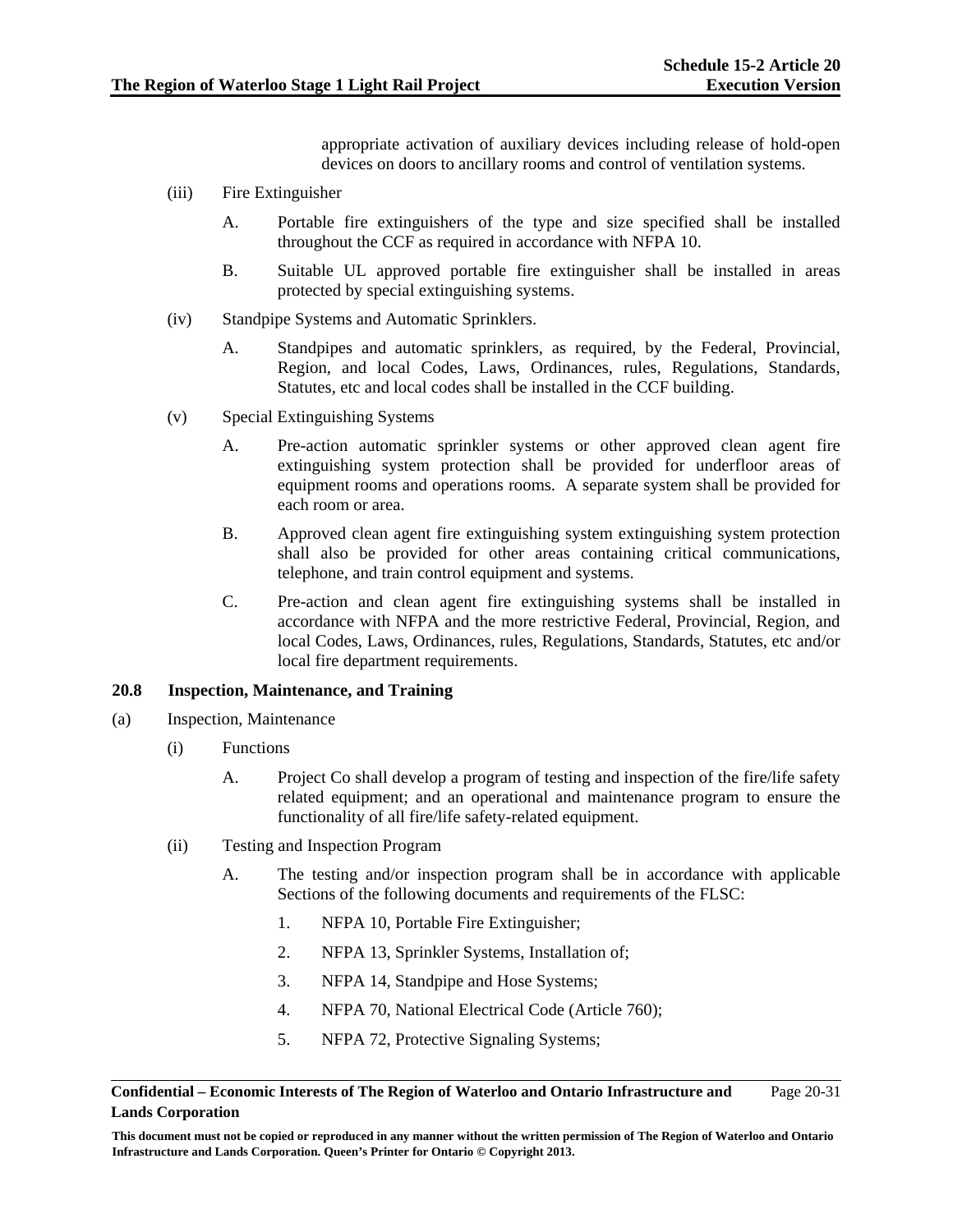appropriate activation of auxiliary devices including release of hold-open devices on doors to ancillary rooms and control of ventilation systems.

(iii) Fire Extinguisher

A. Portable fire extinguishers of the type and size specified shall be installed throughout the CCF as required in accordance with NFPA 10.

B. Suitable UL approved portable fire extinguisher shall be installed in areas protected by special extinguishing systems.

(iv) Standpipe Systems and Automatic Sprinklers.

A. Standpipes and automatic sprinklers, as required, by the Federal, Provincial, Region, and local Codes, Laws, Ordinances, rules, Regulations, Standards, Statutes, etc and local codes shall be installed in the CCF building.

(v) Special Extinguishing Systems

A. Pre-action automatic sprinkler systems or other approved clean agent fire extinguishing system protection shall be provided for underfloor areas of equipment rooms and operations rooms. A separate system shall be provided for each room or area.

B. Approved clean agent fire extinguishing system extinguishing system protection shall also be provided for other areas containing critical communications, telephone, and train control equipment and systems.

C. Pre-action and clean agent fire extinguishing systems shall be installed in accordance with NFPA and the more restrictive Federal, Provincial, Region, and local Codes, Laws, Ordinances, rules, Regulations, Standards, Statutes, etc and/or local fire department requirements.

**20.8 Inspection, Maintenance, and Training**

(a) Inspection, Maintenance

(i) Functions

A. Project Co shall develop a program of testing and inspection of the fire/life safety related equipment; and an operational and maintenance program to ensure the functionality of all fire/life safety-related equipment.

(ii) Testing and Inspection Program

A. The testing and/or inspection program shall be in accordance with applicable Sections of the following documents and requirements of the FLSC:

1. NFPA 10, Portable Fire Extinguisher;
2. NFPA 13, Sprinkler Systems, Installation of;
3. NFPA 14, Standpipe and Hose Systems;
4. NFPA 70, National Electrical Code (Article 760);
5. NFPA 72, Protective Signaling Systems;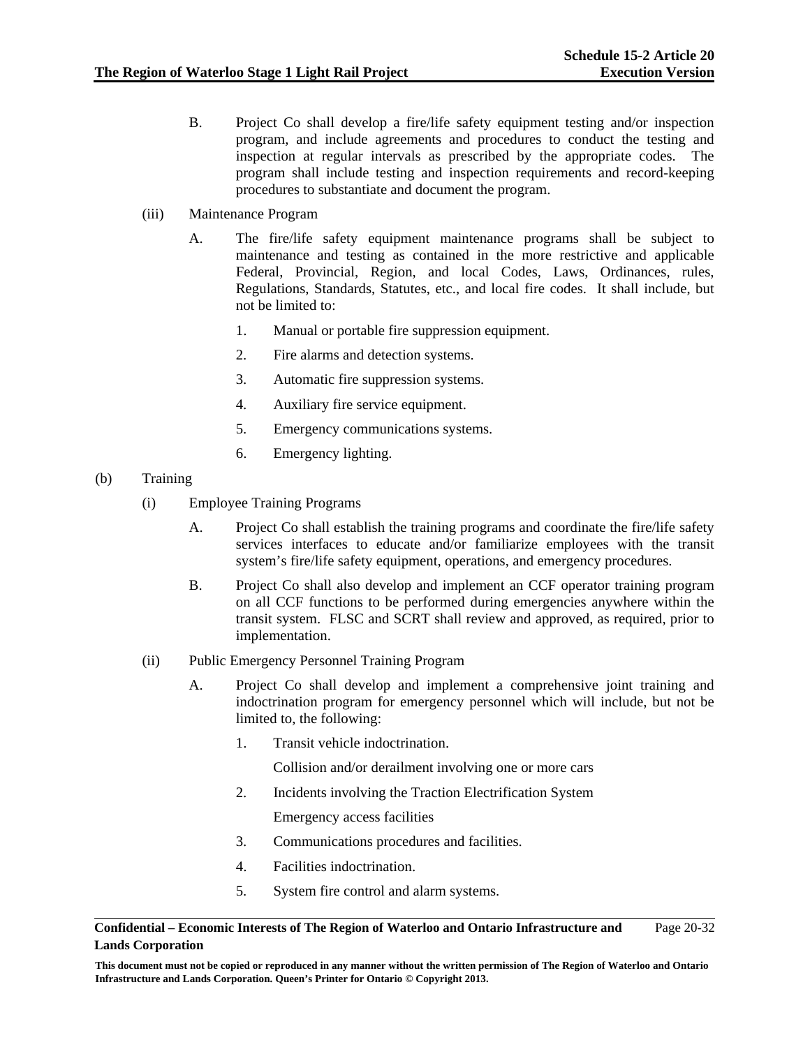B. Project Co shall develop a fire/life safety equipment testing and/or inspection program, and include agreements and procedures to conduct the testing and inspection at regular intervals as prescribed by the appropriate codes. The program shall include testing and inspection requirements and record-keeping procedures to substantiate and document the program.

(iii) Maintenance Program

A. The fire/life safety equipment maintenance programs shall be subject to maintenance and testing as contained in the more restrictive and applicable Federal, Provincial, Region, and local Codes, Laws, Ordinances, rules, Regulations, Standards, Statutes, etc., and local fire codes. It shall include, but not be limited to:

1. Manual or portable fire suppression equipment.

2. Fire alarms and detection systems.

3. Automatic fire suppression systems.

4. Auxiliary fire service equipment.

5. Emergency communications systems.

6. Emergency lighting.

(b) Training

(i) Employee Training Programs

A. Project Co shall establish the training programs and coordinate the fire/life safety services interfaces to educate and/or familiarize employees with the transit system's fire/life safety equipment, operations, and emergency procedures.

B. Project Co shall also develop and implement an CCF operator training program on all CCF functions to be performed during emergencies anywhere within the transit system. FLSC and SCRT shall review and approved, as required, prior to implementation.

(ii) Public Emergency Personnel Training Program

A. Project Co shall develop and implement a comprehensive joint training and indoctrination program for emergency personnel which will include, but not be limited to, the following:

1. Transit vehicle indoctrination.

   Collision and/or derailment involving one or more cars

2. Incidents involving the Traction Electrification System

   Emergency access facilities

3. Communications procedures and facilities.

4. Facilities indoctrination.

5. System fire control and alarm systems.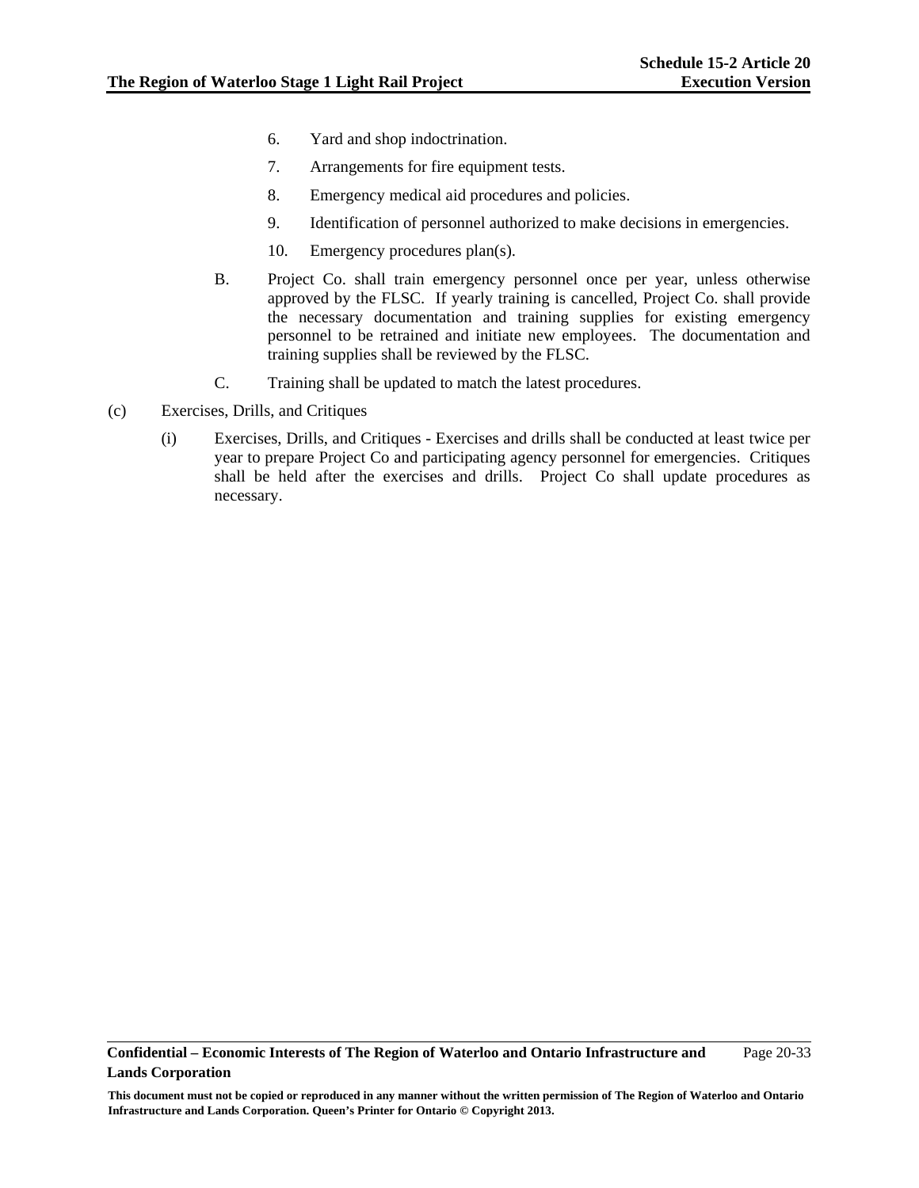6. Yard and shop indoctrination.

7. Arrangements for fire equipment tests.

8. Emergency medical aid procedures and policies.

9. Identification of personnel authorized to make decisions in emergencies.

10. Emergency procedures plan(s).

B. Project Co. shall train emergency personnel once per year, unless otherwise approved by the FLSC. If yearly training is cancelled, Project Co. shall provide the necessary documentation and training supplies for existing emergency personnel to be retrained and initiate new employees. The documentation and training supplies shall be reviewed by the FLSC.

C. Training shall be updated to match the latest procedures.

(c) Exercises, Drills, and Critiques

(i) Exercises, Drills, and Critiques - Exercises and drills shall be conducted at least twice per year to prepare Project Co and participating agency personnel for emergencies. Critiques shall be held after the exercises and drills. Project Co shall update procedures as necessary.